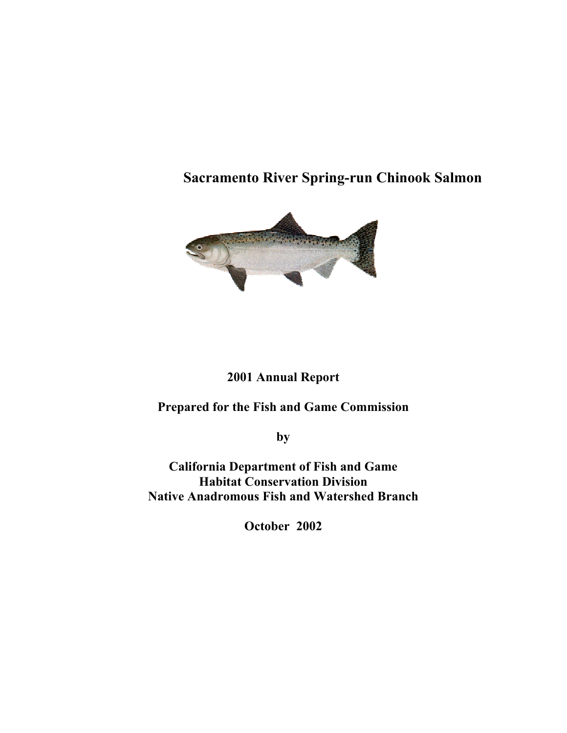# Sacramento River Spring-run Chinook Salmon

**2001 Annual Report**

**Prepared for the Fish and Game Commission**

**by**

**California Department of Fish and Game**
**Habitat Conservation Division**
**Native Anadromous Fish and Watershed Branch**

**October 2002**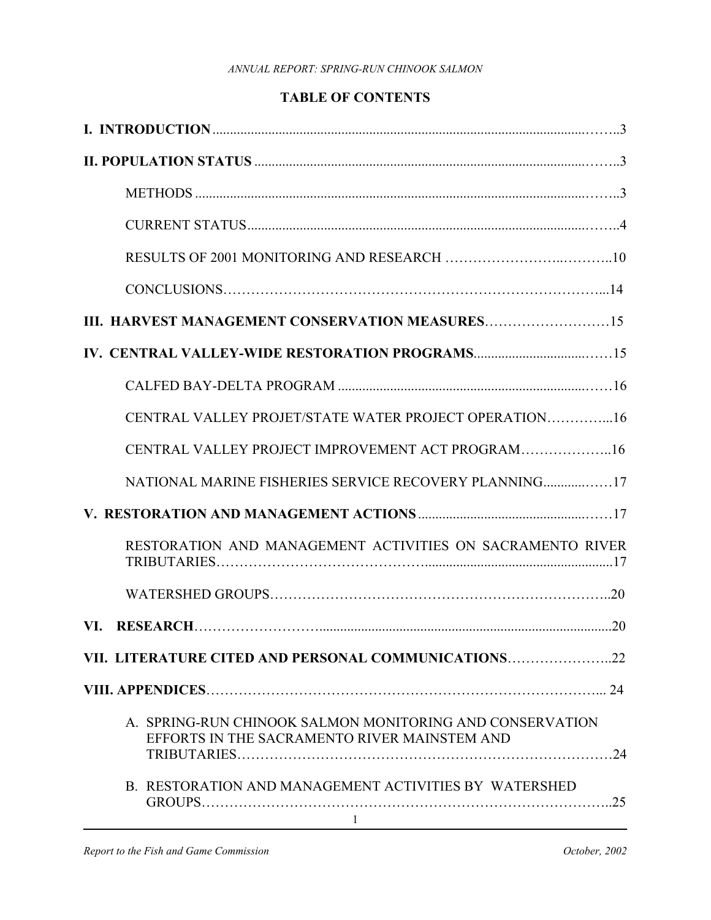## TABLE OF CONTENTS

**I. INTRODUCTION** .......................................................................3

**II. POPULATION STATUS** .......................................................................3

METHODS .......................................................................3

CURRENT STATUS.......................................................................4

RESULTS OF 2001 MONITORING AND RESEARCH ……………………..………..10

CONCLUSIONS…………………………………………………………………...14

**III. HARVEST MANAGEMENT CONSERVATION MEASURES**………………………15

**IV. CENTRAL VALLEY-WIDE RESTORATION PROGRAMS**..................................……15

CALFED BAY-DELTA PROGRAM .......................................................................……16

CENTRAL VALLEY PROJET/STATE WATER PROJECT OPERATION…………...16

CENTRAL VALLEY PROJECT IMPROVEMENT ACT PROGRAM………………..16

NATIONAL MARINE FISHERIES SERVICE RECOVERY PLANNING............……17

**V. RESTORATION AND MANAGEMENT ACTIONS** ..............................................……17

RESTORATION AND MANAGEMENT ACTIVITIES ON SACRAMENTO RIVER TRIBUTARIES…………………………………….....................................................17

WATERSHED GROUPS………………………………………………………………..20

**VI. RESEARCH**……………………….....................................................................20

**VII. LITERATURE CITED AND PERSONAL COMMUNICATIONS**…………………..22

**VIII. APPENDICES**………………………………………………………………………... 24

A. SPRING-RUN CHINOOK SALMON MONITORING AND CONSERVATION EFFORTS IN THE SACRAMENTO RIVER MAINSTEM AND TRIBUTARIES……………………………………………………………………24

B. RESTORATION AND MANAGEMENT ACTIVITIES BY WATERSHED GROUPS……………………………………………………………………………..25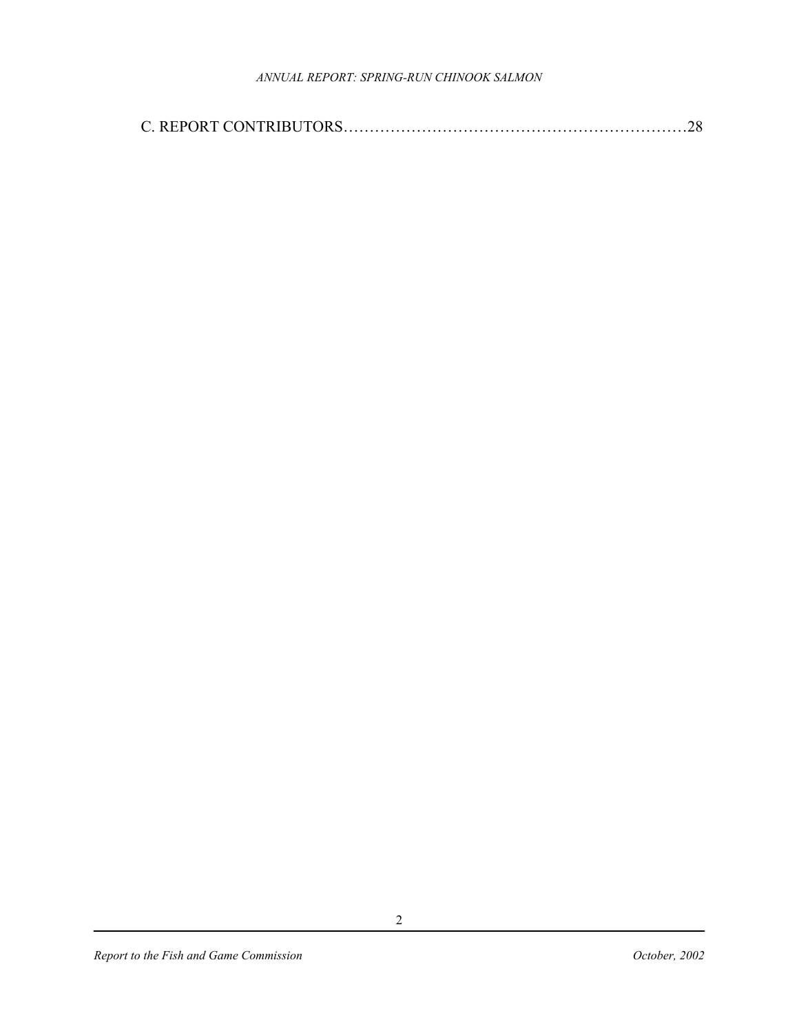C. REPORT CONTRIBUTORS……………………………………………………………28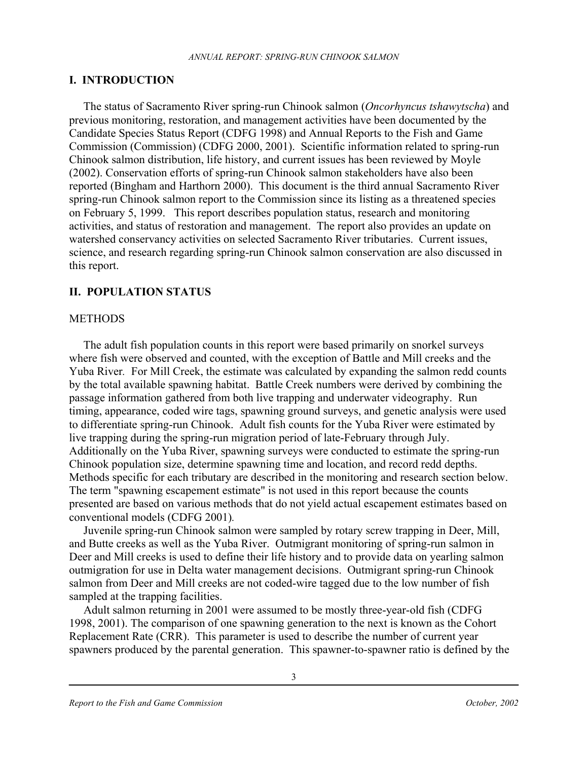## I. INTRODUCTION

The status of Sacramento River spring-run Chinook salmon (*Oncorhyncus tshawytscha*) and previous monitoring, restoration, and management activities have been documented by the Candidate Species Status Report (CDFG 1998) and Annual Reports to the Fish and Game Commission (Commission) (CDFG 2000, 2001). Scientific information related to spring-run Chinook salmon distribution, life history, and current issues has been reviewed by Moyle (2002). Conservation efforts of spring-run Chinook salmon stakeholders have also been reported (Bingham and Harthorn 2000). This document is the third annual Sacramento River spring-run Chinook salmon report to the Commission since its listing as a threatened species on February 5, 1999. This report describes population status, research and monitoring activities, and status of restoration and management. The report also provides an update on watershed conservancy activities on selected Sacramento River tributaries. Current issues, science, and research regarding spring-run Chinook salmon conservation are also discussed in this report.

## II. POPULATION STATUS

### METHODS

The adult fish population counts in this report were based primarily on snorkel surveys where fish were observed and counted, with the exception of Battle and Mill creeks and the Yuba River. For Mill Creek, the estimate was calculated by expanding the salmon redd counts by the total available spawning habitat. Battle Creek numbers were derived by combining the passage information gathered from both live trapping and underwater videography. Run timing, appearance, coded wire tags, spawning ground surveys, and genetic analysis were used to differentiate spring-run Chinook. Adult fish counts for the Yuba River were estimated by live trapping during the spring-run migration period of late-February through July. Additionally on the Yuba River, spawning surveys were conducted to estimate the spring-run Chinook population size, determine spawning time and location, and record redd depths. Methods specific for each tributary are described in the monitoring and research section below. The term "spawning escapement estimate" is not used in this report because the counts presented are based on various methods that do not yield actual escapement estimates based on conventional models (CDFG 2001).

Juvenile spring-run Chinook salmon were sampled by rotary screw trapping in Deer, Mill, and Butte creeks as well as the Yuba River. Outmigrant monitoring of spring-run salmon in Deer and Mill creeks is used to define their life history and to provide data on yearling salmon outmigration for use in Delta water management decisions. Outmigrant spring-run Chinook salmon from Deer and Mill creeks are not coded-wire tagged due to the low number of fish sampled at the trapping facilities.

Adult salmon returning in 2001 were assumed to be mostly three-year-old fish (CDFG 1998, 2001). The comparison of one spawning generation to the next is known as the Cohort Replacement Rate (CRR). This parameter is used to describe the number of current year spawners produced by the parental generation. This spawner-to-spawner ratio is defined by the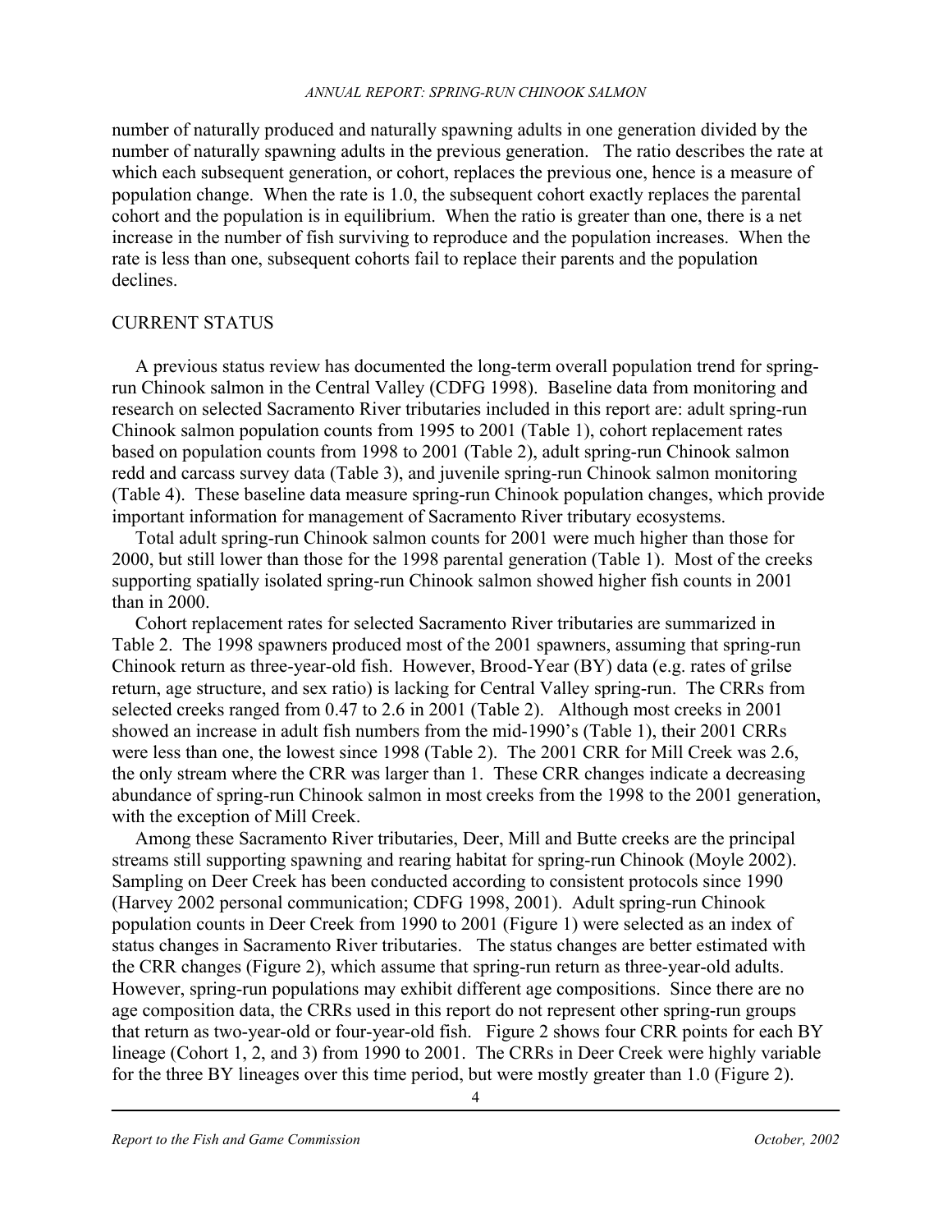number of naturally produced and naturally spawning adults in one generation divided by the number of naturally spawning adults in the previous generation. The ratio describes the rate at which each subsequent generation, or cohort, replaces the previous one, hence is a measure of population change. When the rate is 1.0, the subsequent cohort exactly replaces the parental cohort and the population is in equilibrium. When the ratio is greater than one, there is a net increase in the number of fish surviving to reproduce and the population increases. When the rate is less than one, subsequent cohorts fail to replace their parents and the population declines.

## CURRENT STATUS

A previous status review has documented the long-term overall population trend for spring-run Chinook salmon in the Central Valley (CDFG 1998). Baseline data from monitoring and research on selected Sacramento River tributaries included in this report are: adult spring-run Chinook salmon population counts from 1995 to 2001 (Table 1), cohort replacement rates based on population counts from 1998 to 2001 (Table 2), adult spring-run Chinook salmon redd and carcass survey data (Table 3), and juvenile spring-run Chinook salmon monitoring (Table 4). These baseline data measure spring-run Chinook population changes, which provide important information for management of Sacramento River tributary ecosystems.

Total adult spring-run Chinook salmon counts for 2001 were much higher than those for 2000, but still lower than those for the 1998 parental generation (Table 1). Most of the creeks supporting spatially isolated spring-run Chinook salmon showed higher fish counts in 2001 than in 2000.

Cohort replacement rates for selected Sacramento River tributaries are summarized in Table 2. The 1998 spawners produced most of the 2001 spawners, assuming that spring-run Chinook return as three-year-old fish. However, Brood-Year (BY) data (e.g. rates of grilse return, age structure, and sex ratio) is lacking for Central Valley spring-run. The CRRs from selected creeks ranged from 0.47 to 2.6 in 2001 (Table 2). Although most creeks in 2001 showed an increase in adult fish numbers from the mid-1990's (Table 1), their 2001 CRRs were less than one, the lowest since 1998 (Table 2). The 2001 CRR for Mill Creek was 2.6, the only stream where the CRR was larger than 1. These CRR changes indicate a decreasing abundance of spring-run Chinook salmon in most creeks from the 1998 to the 2001 generation, with the exception of Mill Creek.

Among these Sacramento River tributaries, Deer, Mill and Butte creeks are the principal streams still supporting spawning and rearing habitat for spring-run Chinook (Moyle 2002). Sampling on Deer Creek has been conducted according to consistent protocols since 1990 (Harvey 2002 personal communication; CDFG 1998, 2001). Adult spring-run Chinook population counts in Deer Creek from 1990 to 2001 (Figure 1) were selected as an index of status changes in Sacramento River tributaries. The status changes are better estimated with the CRR changes (Figure 2), which assume that spring-run return as three-year-old adults. However, spring-run populations may exhibit different age compositions. Since there are no age composition data, the CRRs used in this report do not represent other spring-run groups that return as two-year-old or four-year-old fish. Figure 2 shows four CRR points for each BY lineage (Cohort 1, 2, and 3) from 1990 to 2001. The CRRs in Deer Creek were highly variable for the three BY lineages over this time period, but were mostly greater than 1.0 (Figure 2).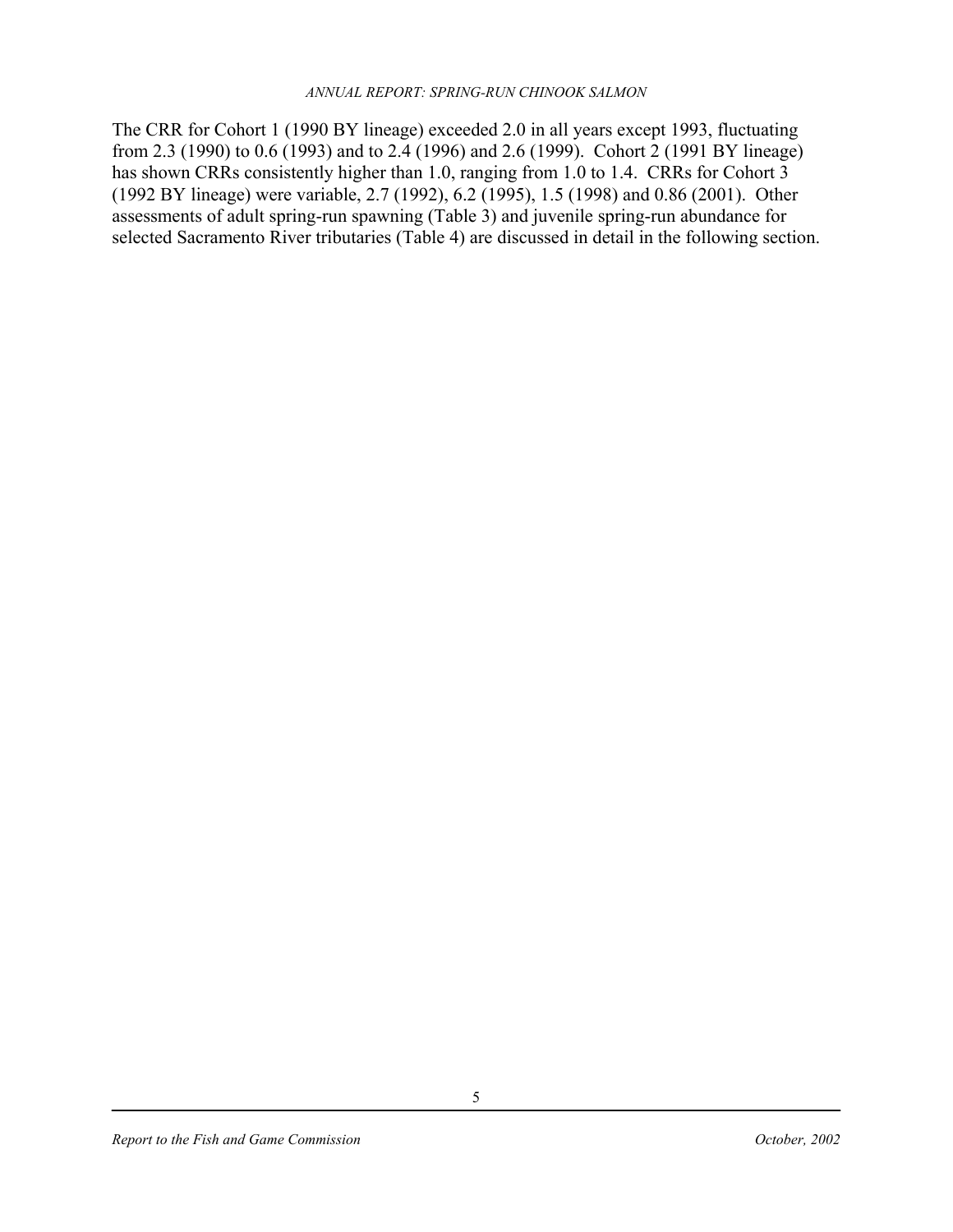The CRR for Cohort 1 (1990 BY lineage) exceeded 2.0 in all years except 1993, fluctuating from 2.3 (1990) to 0.6 (1993) and to 2.4 (1996) and 2.6 (1999). Cohort 2 (1991 BY lineage) has shown CRRs consistently higher than 1.0, ranging from 1.0 to 1.4. CRRs for Cohort 3 (1992 BY lineage) were variable, 2.7 (1992), 6.2 (1995), 1.5 (1998) and 0.86 (2001). Other assessments of adult spring-run spawning (Table 3) and juvenile spring-run abundance for selected Sacramento River tributaries (Table 4) are discussed in detail in the following section.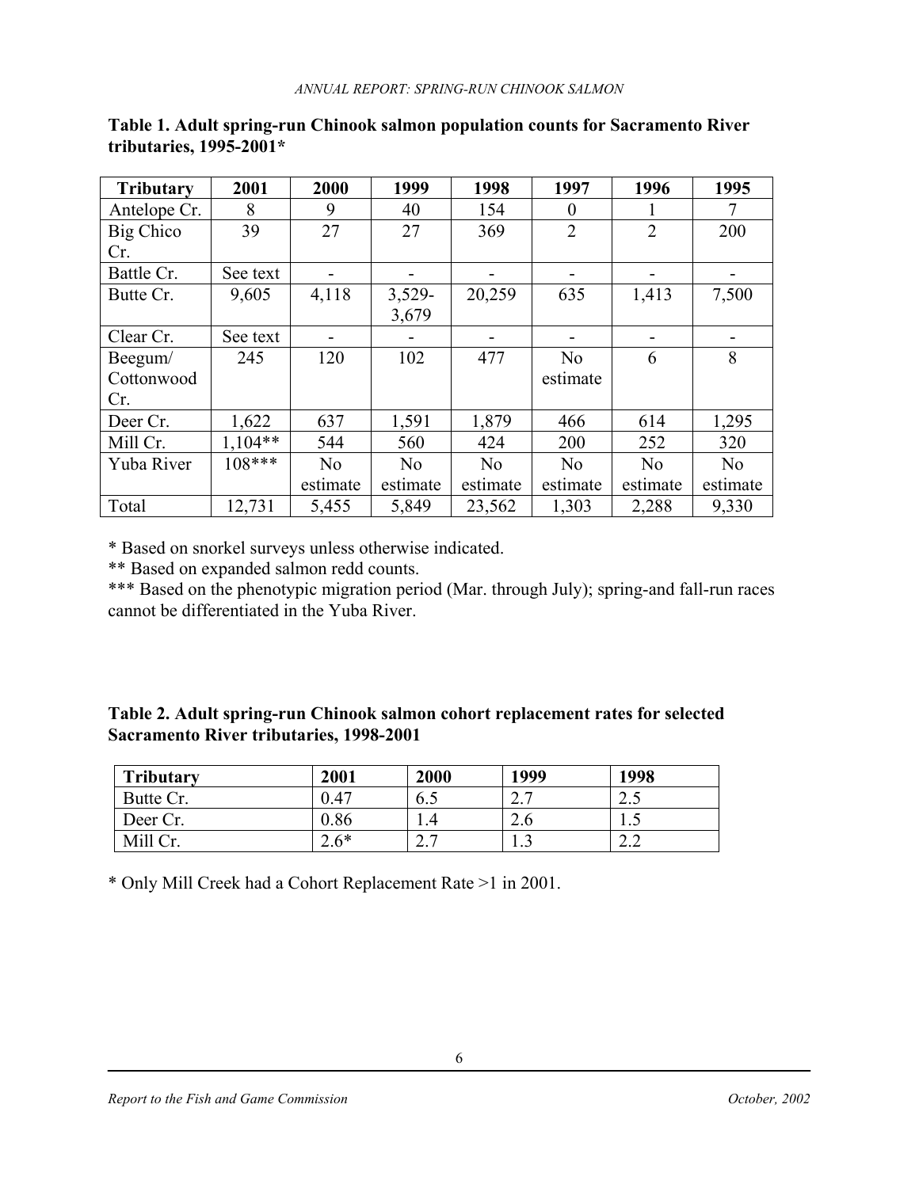**Table 1. Adult spring-run Chinook salmon population counts for Sacramento River tributaries, 1995-2001***

| Tributary | 2001 | 2000 | 1999 | 1998 | 1997 | 1996 | 1995 |
|---|---|---|---|---|---|---|---|
| Antelope Cr. | 8 | 9 | 40 | 154 | 0 | 1 | 7 |
| Big Chico Cr. | 39 | 27 | 27 | 369 | 2 | 2 | 200 |
| Battle Cr. | See text | - | - | - | - | - | - |
| Butte Cr. | 9,605 | 4,118 | 3,529-3,679 | 20,259 | 635 | 1,413 | 7,500 |
| Clear Cr. | See text | - | - | - | - | - | - |
| Beegum/ Cottonwood Cr. | 245 | 120 | 102 | 477 | No estimate | 6 | 8 |
| Deer Cr. | 1,622 | 637 | 1,591 | 1,879 | 466 | 614 | 1,295 |
| Mill Cr. | 1,104** | 544 | 560 | 424 | 200 | 252 | 320 |
| Yuba River | 108*** | No estimate | No estimate | No estimate | No estimate | No estimate | No estimate |
| Total | 12,731 | 5,455 | 5,849 | 23,562 | 1,303 | 2,288 | 9,330 |

* Based on snorkel surveys unless otherwise indicated.

** Based on expanded salmon redd counts.

*** Based on the phenotypic migration period (Mar. through July); spring-and fall-run races cannot be differentiated in the Yuba River.

**Table 2. Adult spring-run Chinook salmon cohort replacement rates for selected Sacramento River tributaries, 1998-2001**

| Tributary | 2001 | 2000 | 1999 | 1998 |
|---|---|---|---|---|
| Butte Cr. | 0.47 | 6.5 | 2.7 | 2.5 |
| Deer Cr. | 0.86 | 1.4 | 2.6 | 1.5 |
| Mill Cr. | 2.6* | 2.7 | 1.3 | 2.2 |

* Only Mill Creek had a Cohort Replacement Rate >1 in 2001.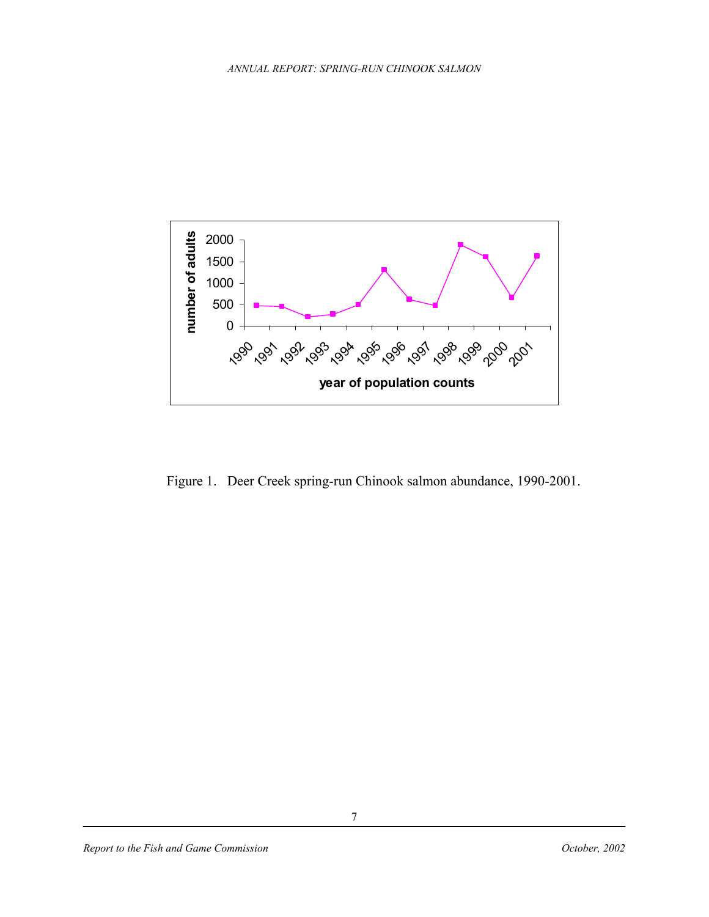Figure 1. Deer Creek spring-run Chinook salmon abundance, 1990-2001.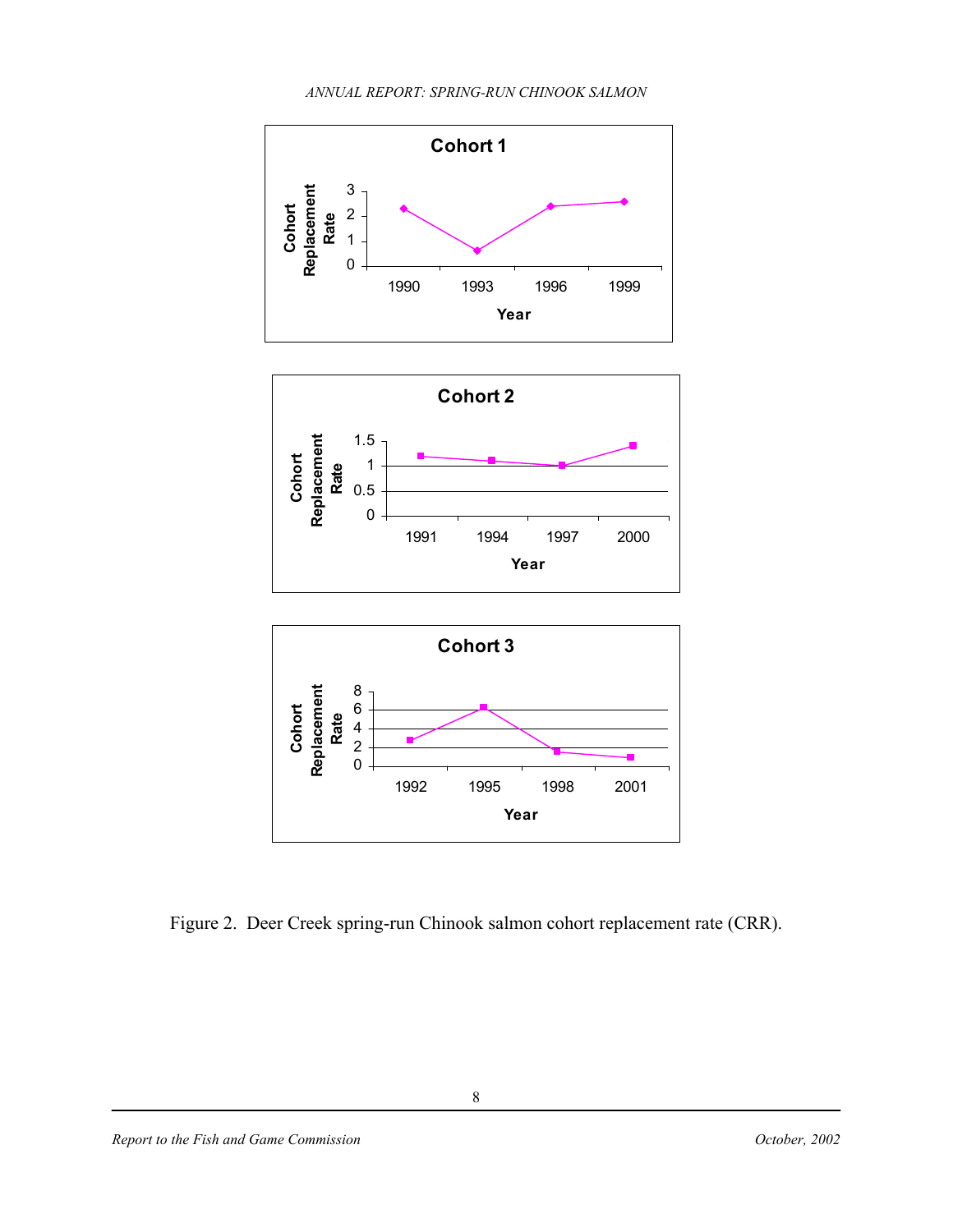Figure 2. Deer Creek spring-run Chinook salmon cohort replacement rate (CRR).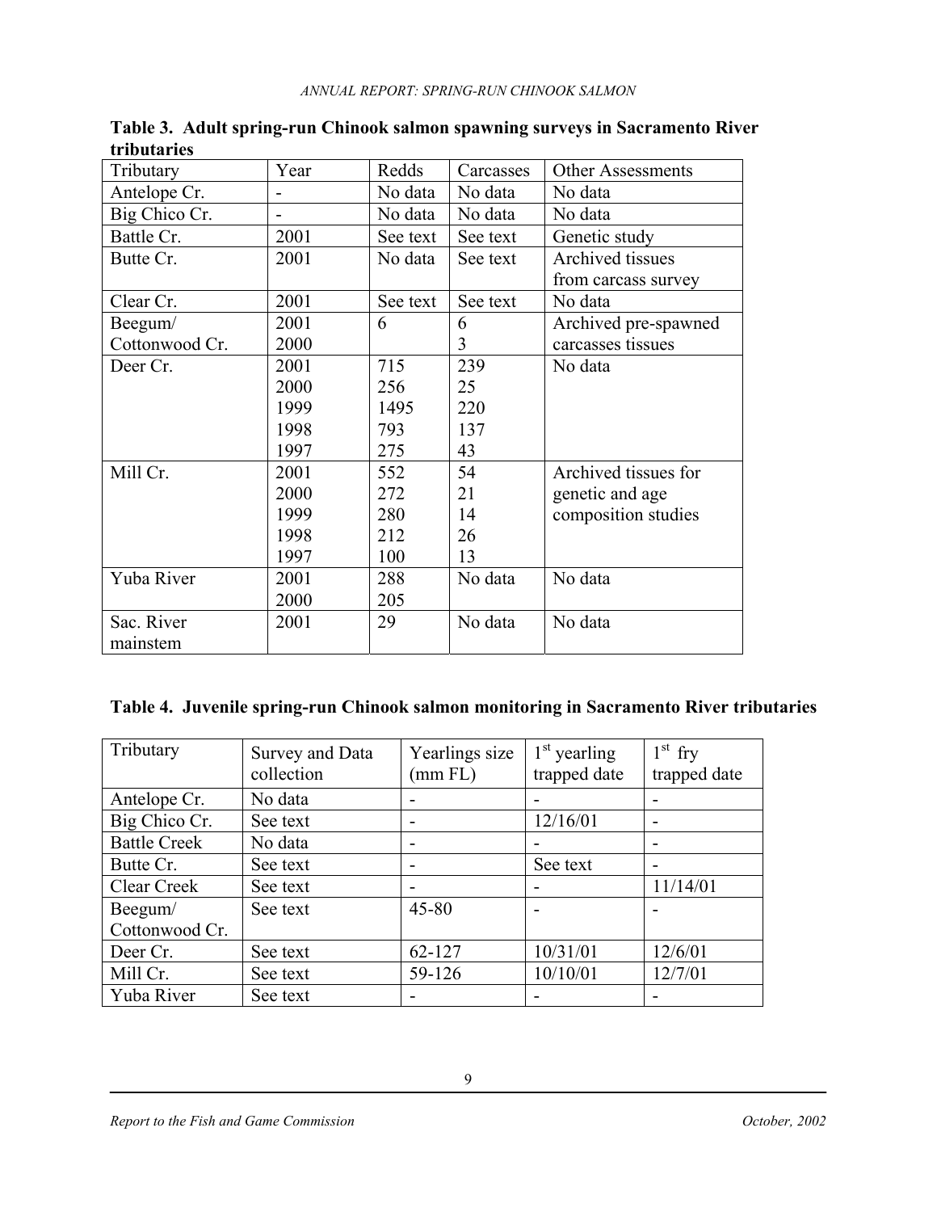**Table 3. Adult spring-run Chinook salmon spawning surveys in Sacramento River tributaries**

| Tributary | Year | Redds | Carcasses | Other Assessments |
|---|---|---|---|---|
| Antelope Cr. | - | No data | No data | No data |
| Big Chico Cr. | - | No data | No data | No data |
| Battle Cr. | 2001 | See text | See text | Genetic study |
| Butte Cr. | 2001 | No data | See text | Archived tissues from carcass survey |
| Clear Cr. | 2001 | See text | See text | No data |
| Beegum/ Cottonwood Cr. | 2001<br>2000 | 6 | 6<br>3 | Archived pre-spawned carcasses tissues |
| Deer Cr. | 2001<br>2000<br>1999<br>1998<br>1997 | 715<br>256<br>1495<br>793<br>275 | 239<br>25<br>220<br>137<br>43 | No data |
| Mill Cr. | 2001<br>2000<br>1999<br>1998<br>1997 | 552<br>272<br>280<br>212<br>100 | 54<br>21<br>14<br>26<br>13 | Archived tissues for genetic and age composition studies |
| Yuba River | 2001<br>2000 | 288<br>205 | No data | No data |
| Sac. River mainstem | 2001 | 29 | No data | No data |

**Table 4. Juvenile spring-run Chinook salmon monitoring in Sacramento River tributaries**

| Tributary | Survey and Data collection | Yearlings size (mm FL) | 1st yearling trapped date | 1st fry trapped date |
|---|---|---|---|---|
| Antelope Cr. | No data | - | - | - |
| Big Chico Cr. | See text | - | 12/16/01 | - |
| Battle Creek | No data | - | - | - |
| Butte Cr. | See text | - | See text | - |
| Clear Creek | See text | - | - | 11/14/01 |
| Beegum/ Cottonwood Cr. | See text | 45-80 | - | - |
| Deer Cr. | See text | 62-127 | 10/31/01 | 12/6/01 |
| Mill Cr. | See text | 59-126 | 10/10/01 | 12/7/01 |
| Yuba River | See text | - | - | - |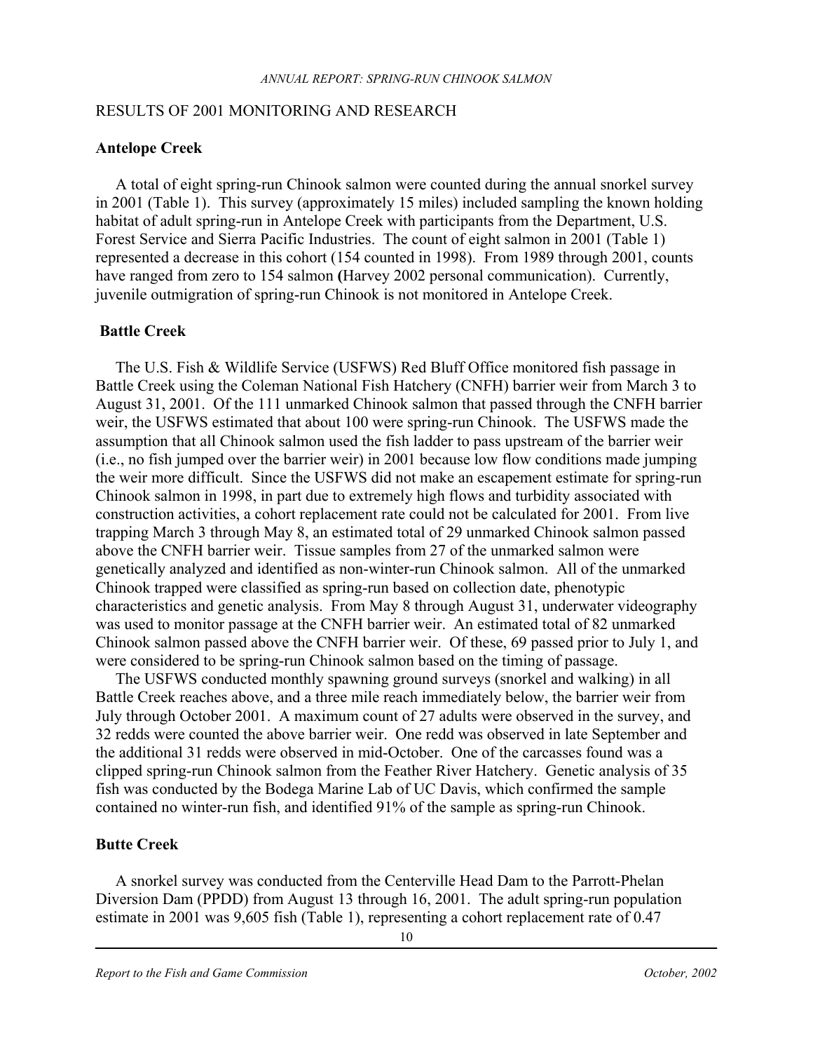## RESULTS OF 2001 MONITORING AND RESEARCH

### Antelope Creek

A total of eight spring-run Chinook salmon were counted during the annual snorkel survey in 2001 (Table 1). This survey (approximately 15 miles) included sampling the known holding habitat of adult spring-run in Antelope Creek with participants from the Department, U.S. Forest Service and Sierra Pacific Industries. The count of eight salmon in 2001 (Table 1) represented a decrease in this cohort (154 counted in 1998). From 1989 through 2001, counts have ranged from zero to 154 salmon (Harvey 2002 personal communication). Currently, juvenile outmigration of spring-run Chinook is not monitored in Antelope Creek.

### Battle Creek

The U.S. Fish & Wildlife Service (USFWS) Red Bluff Office monitored fish passage in Battle Creek using the Coleman National Fish Hatchery (CNFH) barrier weir from March 3 to August 31, 2001. Of the 111 unmarked Chinook salmon that passed through the CNFH barrier weir, the USFWS estimated that about 100 were spring-run Chinook. The USFWS made the assumption that all Chinook salmon used the fish ladder to pass upstream of the barrier weir (i.e., no fish jumped over the barrier weir) in 2001 because low flow conditions made jumping the weir more difficult. Since the USFWS did not make an escapement estimate for spring-run Chinook salmon in 1998, in part due to extremely high flows and turbidity associated with construction activities, a cohort replacement rate could not be calculated for 2001. From live trapping March 3 through May 8, an estimated total of 29 unmarked Chinook salmon passed above the CNFH barrier weir. Tissue samples from 27 of the unmarked salmon were genetically analyzed and identified as non-winter-run Chinook salmon. All of the unmarked Chinook trapped were classified as spring-run based on collection date, phenotypic characteristics and genetic analysis. From May 8 through August 31, underwater videography was used to monitor passage at the CNFH barrier weir. An estimated total of 82 unmarked Chinook salmon passed above the CNFH barrier weir. Of these, 69 passed prior to July 1, and were considered to be spring-run Chinook salmon based on the timing of passage.

The USFWS conducted monthly spawning ground surveys (snorkel and walking) in all Battle Creek reaches above, and a three mile reach immediately below, the barrier weir from July through October 2001. A maximum count of 27 adults were observed in the survey, and 32 redds were counted the above barrier weir. One redd was observed in late September and the additional 31 redds were observed in mid-October. One of the carcasses found was a clipped spring-run Chinook salmon from the Feather River Hatchery. Genetic analysis of 35 fish was conducted by the Bodega Marine Lab of UC Davis, which confirmed the sample contained no winter-run fish, and identified 91% of the sample as spring-run Chinook.

### Butte Creek

A snorkel survey was conducted from the Centerville Head Dam to the Parrott-Phelan Diversion Dam (PPDD) from August 13 through 16, 2001. The adult spring-run population estimate in 2001 was 9,605 fish (Table 1), representing a cohort replacement rate of 0.47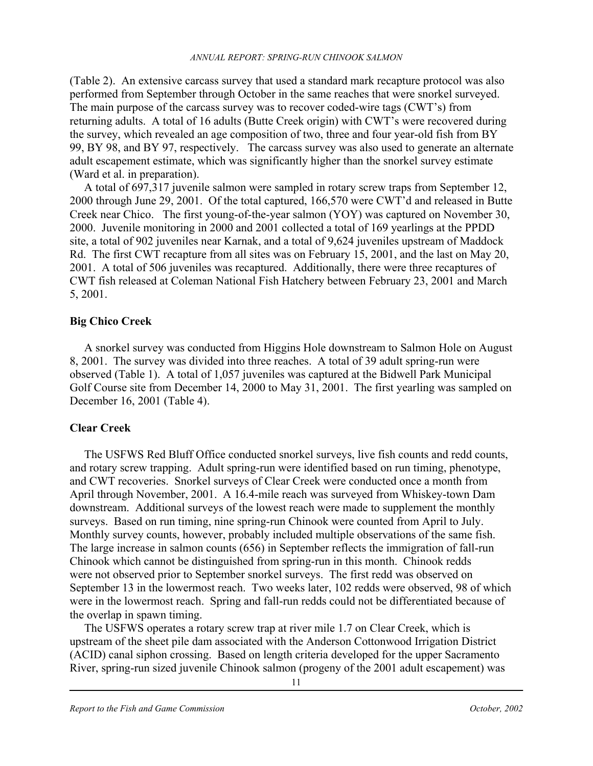(Table 2). An extensive carcass survey that used a standard mark recapture protocol was also performed from September through October in the same reaches that were snorkel surveyed. The main purpose of the carcass survey was to recover coded-wire tags (CWT's) from returning adults. A total of 16 adults (Butte Creek origin) with CWT's were recovered during the survey, which revealed an age composition of two, three and four year-old fish from BY 99, BY 98, and BY 97, respectively. The carcass survey was also used to generate an alternate adult escapement estimate, which was significantly higher than the snorkel survey estimate (Ward et al. in preparation).

A total of 697,317 juvenile salmon were sampled in rotary screw traps from September 12, 2000 through June 29, 2001. Of the total captured, 166,570 were CWT'd and released in Butte Creek near Chico. The first young-of-the-year salmon (YOY) was captured on November 30, 2000. Juvenile monitoring in 2000 and 2001 collected a total of 169 yearlings at the PPDD site, a total of 902 juveniles near Karnak, and a total of 9,624 juveniles upstream of Maddock Rd. The first CWT recapture from all sites was on February 15, 2001, and the last on May 20, 2001. A total of 506 juveniles was recaptured. Additionally, there were three recaptures of CWT fish released at Coleman National Fish Hatchery between February 23, 2001 and March 5, 2001.

**Big Chico Creek**

A snorkel survey was conducted from Higgins Hole downstream to Salmon Hole on August 8, 2001. The survey was divided into three reaches. A total of 39 adult spring-run were observed (Table 1). A total of 1,057 juveniles was captured at the Bidwell Park Municipal Golf Course site from December 14, 2000 to May 31, 2001. The first yearling was sampled on December 16, 2001 (Table 4).

**Clear Creek**

The USFWS Red Bluff Office conducted snorkel surveys, live fish counts and redd counts, and rotary screw trapping. Adult spring-run were identified based on run timing, phenotype, and CWT recoveries. Snorkel surveys of Clear Creek were conducted once a month from April through November, 2001. A 16.4-mile reach was surveyed from Whiskey-town Dam downstream. Additional surveys of the lowest reach were made to supplement the monthly surveys. Based on run timing, nine spring-run Chinook were counted from April to July. Monthly survey counts, however, probably included multiple observations of the same fish. The large increase in salmon counts (656) in September reflects the immigration of fall-run Chinook which cannot be distinguished from spring-run in this month. Chinook redds were not observed prior to September snorkel surveys. The first redd was observed on September 13 in the lowermost reach. Two weeks later, 102 redds were observed, 98 of which were in the lowermost reach. Spring and fall-run redds could not be differentiated because of the overlap in spawn timing.

The USFWS operates a rotary screw trap at river mile 1.7 on Clear Creek, which is upstream of the sheet pile dam associated with the Anderson Cottonwood Irrigation District (ACID) canal siphon crossing. Based on length criteria developed for the upper Sacramento River, spring-run sized juvenile Chinook salmon (progeny of the 2001 adult escapement) was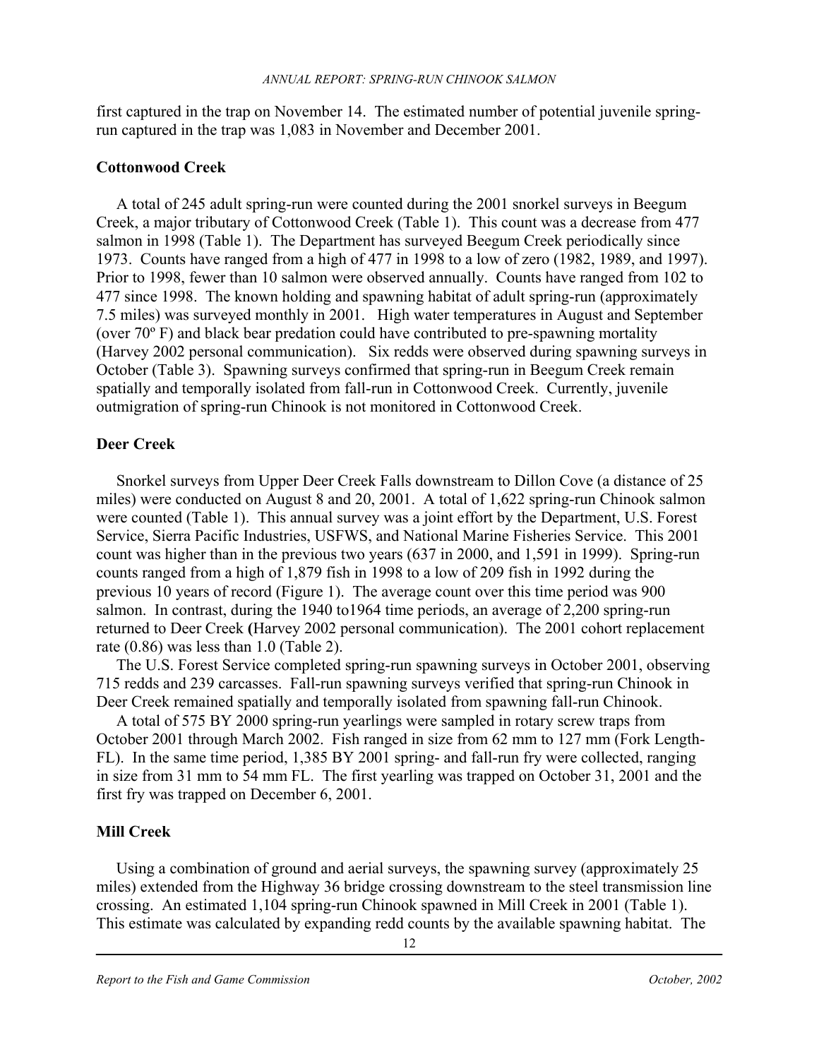first captured in the trap on November 14. The estimated number of potential juvenile spring-run captured in the trap was 1,083 in November and December 2001.

### Cottonwood Creek

A total of 245 adult spring-run were counted during the 2001 snorkel surveys in Beegum Creek, a major tributary of Cottonwood Creek (Table 1). This count was a decrease from 477 salmon in 1998 (Table 1). The Department has surveyed Beegum Creek periodically since 1973. Counts have ranged from a high of 477 in 1998 to a low of zero (1982, 1989, and 1997). Prior to 1998, fewer than 10 salmon were observed annually. Counts have ranged from 102 to 477 since 1998. The known holding and spawning habitat of adult spring-run (approximately 7.5 miles) was surveyed monthly in 2001. High water temperatures in August and September (over 70º F) and black bear predation could have contributed to pre-spawning mortality (Harvey 2002 personal communication). Six redds were observed during spawning surveys in October (Table 3). Spawning surveys confirmed that spring-run in Beegum Creek remain spatially and temporally isolated from fall-run in Cottonwood Creek. Currently, juvenile outmigration of spring-run Chinook is not monitored in Cottonwood Creek.

### Deer Creek

Snorkel surveys from Upper Deer Creek Falls downstream to Dillon Cove (a distance of 25 miles) were conducted on August 8 and 20, 2001. A total of 1,622 spring-run Chinook salmon were counted (Table 1). This annual survey was a joint effort by the Department, U.S. Forest Service, Sierra Pacific Industries, USFWS, and National Marine Fisheries Service. This 2001 count was higher than in the previous two years (637 in 2000, and 1,591 in 1999). Spring-run counts ranged from a high of 1,879 fish in 1998 to a low of 209 fish in 1992 during the previous 10 years of record (Figure 1). The average count over this time period was 900 salmon. In contrast, during the 1940 to1964 time periods, an average of 2,200 spring-run returned to Deer Creek **(**Harvey 2002 personal communication). The 2001 cohort replacement rate (0.86) was less than 1.0 (Table 2).

The U.S. Forest Service completed spring-run spawning surveys in October 2001, observing 715 redds and 239 carcasses. Fall-run spawning surveys verified that spring-run Chinook in Deer Creek remained spatially and temporally isolated from spawning fall-run Chinook.

A total of 575 BY 2000 spring-run yearlings were sampled in rotary screw traps from October 2001 through March 2002. Fish ranged in size from 62 mm to 127 mm (Fork Length-FL). In the same time period, 1,385 BY 2001 spring- and fall-run fry were collected, ranging in size from 31 mm to 54 mm FL. The first yearling was trapped on October 31, 2001 and the first fry was trapped on December 6, 2001.

### Mill Creek

Using a combination of ground and aerial surveys, the spawning survey (approximately 25 miles) extended from the Highway 36 bridge crossing downstream to the steel transmission line crossing. An estimated 1,104 spring-run Chinook spawned in Mill Creek in 2001 (Table 1). This estimate was calculated by expanding redd counts by the available spawning habitat. The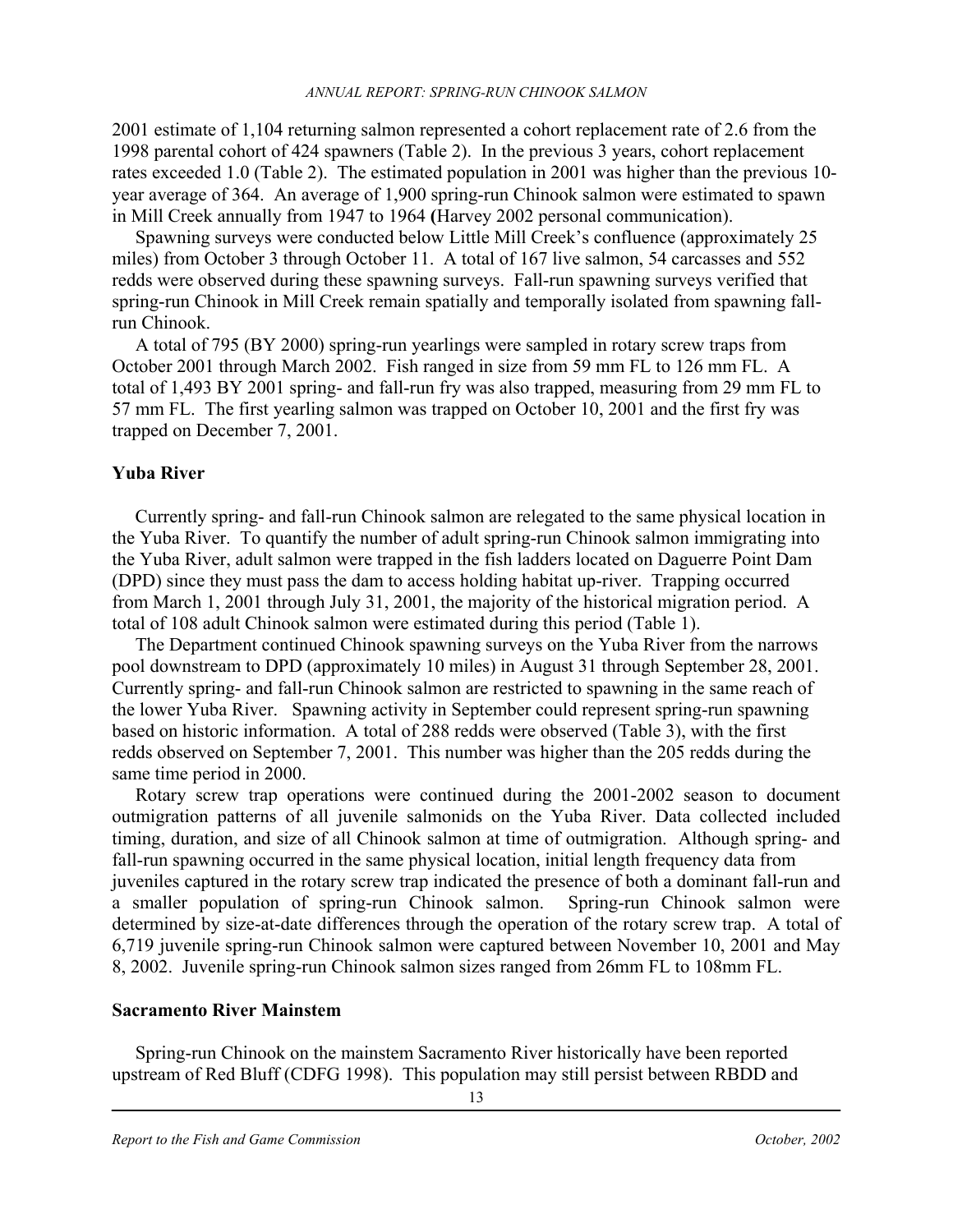2001 estimate of 1,104 returning salmon represented a cohort replacement rate of 2.6 from the 1998 parental cohort of 424 spawners (Table 2). In the previous 3 years, cohort replacement rates exceeded 1.0 (Table 2). The estimated population in 2001 was higher than the previous 10-year average of 364. An average of 1,900 spring-run Chinook salmon were estimated to spawn in Mill Creek annually from 1947 to 1964 (Harvey 2002 personal communication).

Spawning surveys were conducted below Little Mill Creek's confluence (approximately 25 miles) from October 3 through October 11. A total of 167 live salmon, 54 carcasses and 552 redds were observed during these spawning surveys. Fall-run spawning surveys verified that spring-run Chinook in Mill Creek remain spatially and temporally isolated from spawning fall-run Chinook.

A total of 795 (BY 2000) spring-run yearlings were sampled in rotary screw traps from October 2001 through March 2002. Fish ranged in size from 59 mm FL to 126 mm FL. A total of 1,493 BY 2001 spring- and fall-run fry was also trapped, measuring from 29 mm FL to 57 mm FL. The first yearling salmon was trapped on October 10, 2001 and the first fry was trapped on December 7, 2001.

## Yuba River

Currently spring- and fall-run Chinook salmon are relegated to the same physical location in the Yuba River. To quantify the number of adult spring-run Chinook salmon immigrating into the Yuba River, adult salmon were trapped in the fish ladders located on Daguerre Point Dam (DPD) since they must pass the dam to access holding habitat up-river. Trapping occurred from March 1, 2001 through July 31, 2001, the majority of the historical migration period. A total of 108 adult Chinook salmon were estimated during this period (Table 1).

The Department continued Chinook spawning surveys on the Yuba River from the narrows pool downstream to DPD (approximately 10 miles) in August 31 through September 28, 2001. Currently spring- and fall-run Chinook salmon are restricted to spawning in the same reach of the lower Yuba River. Spawning activity in September could represent spring-run spawning based on historic information. A total of 288 redds were observed (Table 3), with the first redds observed on September 7, 2001. This number was higher than the 205 redds during the same time period in 2000.

Rotary screw trap operations were continued during the 2001-2002 season to document outmigration patterns of all juvenile salmonids on the Yuba River. Data collected included timing, duration, and size of all Chinook salmon at time of outmigration. Although spring- and fall-run spawning occurred in the same physical location, initial length frequency data from juveniles captured in the rotary screw trap indicated the presence of both a dominant fall-run and a smaller population of spring-run Chinook salmon. Spring-run Chinook salmon were determined by size-at-date differences through the operation of the rotary screw trap. A total of 6,719 juvenile spring-run Chinook salmon were captured between November 10, 2001 and May 8, 2002. Juvenile spring-run Chinook salmon sizes ranged from 26mm FL to 108mm FL.

## Sacramento River Mainstem

Spring-run Chinook on the mainstem Sacramento River historically have been reported upstream of Red Bluff (CDFG 1998). This population may still persist between RBDD and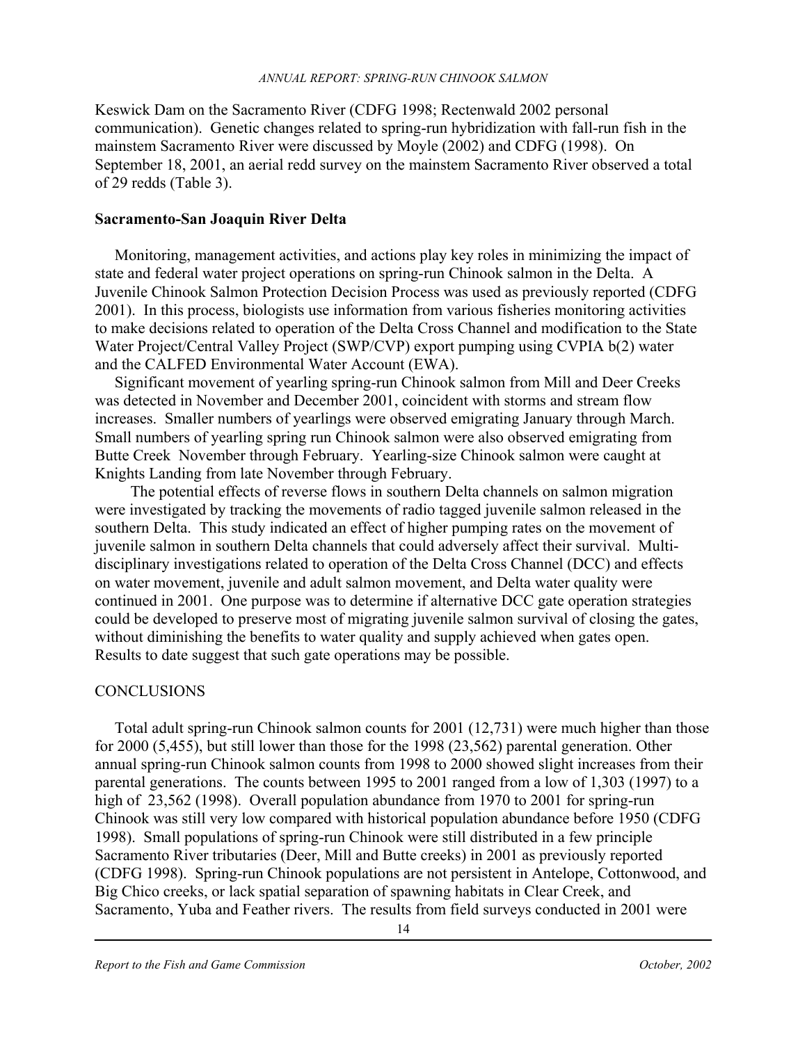Keswick Dam on the Sacramento River (CDFG 1998; Rectenwald 2002 personal communication). Genetic changes related to spring-run hybridization with fall-run fish in the mainstem Sacramento River were discussed by Moyle (2002) and CDFG (1998). On September 18, 2001, an aerial redd survey on the mainstem Sacramento River observed a total of 29 redds (Table 3).

### Sacramento-San Joaquin River Delta

Monitoring, management activities, and actions play key roles in minimizing the impact of state and federal water project operations on spring-run Chinook salmon in the Delta. A Juvenile Chinook Salmon Protection Decision Process was used as previously reported (CDFG 2001). In this process, biologists use information from various fisheries monitoring activities to make decisions related to operation of the Delta Cross Channel and modification to the State Water Project/Central Valley Project (SWP/CVP) export pumping using CVPIA b(2) water and the CALFED Environmental Water Account (EWA).

Significant movement of yearling spring-run Chinook salmon from Mill and Deer Creeks was detected in November and December 2001, coincident with storms and stream flow increases. Smaller numbers of yearlings were observed emigrating January through March. Small numbers of yearling spring run Chinook salmon were also observed emigrating from Butte Creek November through February. Yearling-size Chinook salmon were caught at Knights Landing from late November through February.

The potential effects of reverse flows in southern Delta channels on salmon migration were investigated by tracking the movements of radio tagged juvenile salmon released in the southern Delta. This study indicated an effect of higher pumping rates on the movement of juvenile salmon in southern Delta channels that could adversely affect their survival. Multi-disciplinary investigations related to operation of the Delta Cross Channel (DCC) and effects on water movement, juvenile and adult salmon movement, and Delta water quality were continued in 2001. One purpose was to determine if alternative DCC gate operation strategies could be developed to preserve most of migrating juvenile salmon survival of closing the gates, without diminishing the benefits to water quality and supply achieved when gates open. Results to date suggest that such gate operations may be possible.

## CONCLUSIONS

Total adult spring-run Chinook salmon counts for 2001 (12,731) were much higher than those for 2000 (5,455), but still lower than those for the 1998 (23,562) parental generation. Other annual spring-run Chinook salmon counts from 1998 to 2000 showed slight increases from their parental generations. The counts between 1995 to 2001 ranged from a low of 1,303 (1997) to a high of 23,562 (1998). Overall population abundance from 1970 to 2001 for spring-run Chinook was still very low compared with historical population abundance before 1950 (CDFG 1998). Small populations of spring-run Chinook were still distributed in a few principle Sacramento River tributaries (Deer, Mill and Butte creeks) in 2001 as previously reported (CDFG 1998). Spring-run Chinook populations are not persistent in Antelope, Cottonwood, and Big Chico creeks, or lack spatial separation of spawning habitats in Clear Creek, and Sacramento, Yuba and Feather rivers. The results from field surveys conducted in 2001 were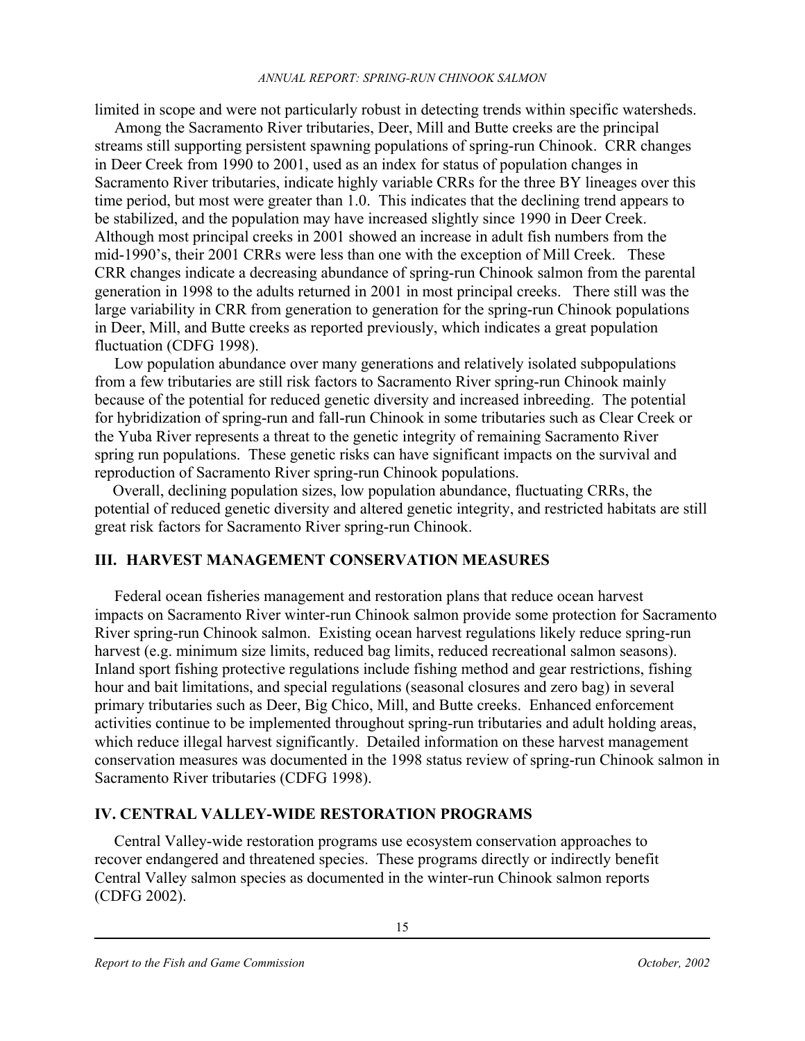limited in scope and were not particularly robust in detecting trends within specific watersheds.

Among the Sacramento River tributaries, Deer, Mill and Butte creeks are the principal streams still supporting persistent spawning populations of spring-run Chinook. CRR changes in Deer Creek from 1990 to 2001, used as an index for status of population changes in Sacramento River tributaries, indicate highly variable CRRs for the three BY lineages over this time period, but most were greater than 1.0. This indicates that the declining trend appears to be stabilized, and the population may have increased slightly since 1990 in Deer Creek. Although most principal creeks in 2001 showed an increase in adult fish numbers from the mid-1990's, their 2001 CRRs were less than one with the exception of Mill Creek. These CRR changes indicate a decreasing abundance of spring-run Chinook salmon from the parental generation in 1998 to the adults returned in 2001 in most principal creeks. There still was the large variability in CRR from generation to generation for the spring-run Chinook populations in Deer, Mill, and Butte creeks as reported previously, which indicates a great population fluctuation (CDFG 1998).

Low population abundance over many generations and relatively isolated subpopulations from a few tributaries are still risk factors to Sacramento River spring-run Chinook mainly because of the potential for reduced genetic diversity and increased inbreeding. The potential for hybridization of spring-run and fall-run Chinook in some tributaries such as Clear Creek or the Yuba River represents a threat to the genetic integrity of remaining Sacramento River spring run populations. These genetic risks can have significant impacts on the survival and reproduction of Sacramento River spring-run Chinook populations.

Overall, declining population sizes, low population abundance, fluctuating CRRs, the potential of reduced genetic diversity and altered genetic integrity, and restricted habitats are still great risk factors for Sacramento River spring-run Chinook.

## III. HARVEST MANAGEMENT CONSERVATION MEASURES

Federal ocean fisheries management and restoration plans that reduce ocean harvest impacts on Sacramento River winter-run Chinook salmon provide some protection for Sacramento River spring-run Chinook salmon. Existing ocean harvest regulations likely reduce spring-run harvest (e.g. minimum size limits, reduced bag limits, reduced recreational salmon seasons). Inland sport fishing protective regulations include fishing method and gear restrictions, fishing hour and bait limitations, and special regulations (seasonal closures and zero bag) in several primary tributaries such as Deer, Big Chico, Mill, and Butte creeks. Enhanced enforcement activities continue to be implemented throughout spring-run tributaries and adult holding areas, which reduce illegal harvest significantly. Detailed information on these harvest management conservation measures was documented in the 1998 status review of spring-run Chinook salmon in Sacramento River tributaries (CDFG 1998).

## IV. CENTRAL VALLEY-WIDE RESTORATION PROGRAMS

Central Valley-wide restoration programs use ecosystem conservation approaches to recover endangered and threatened species. These programs directly or indirectly benefit Central Valley salmon species as documented in the winter-run Chinook salmon reports (CDFG 2002).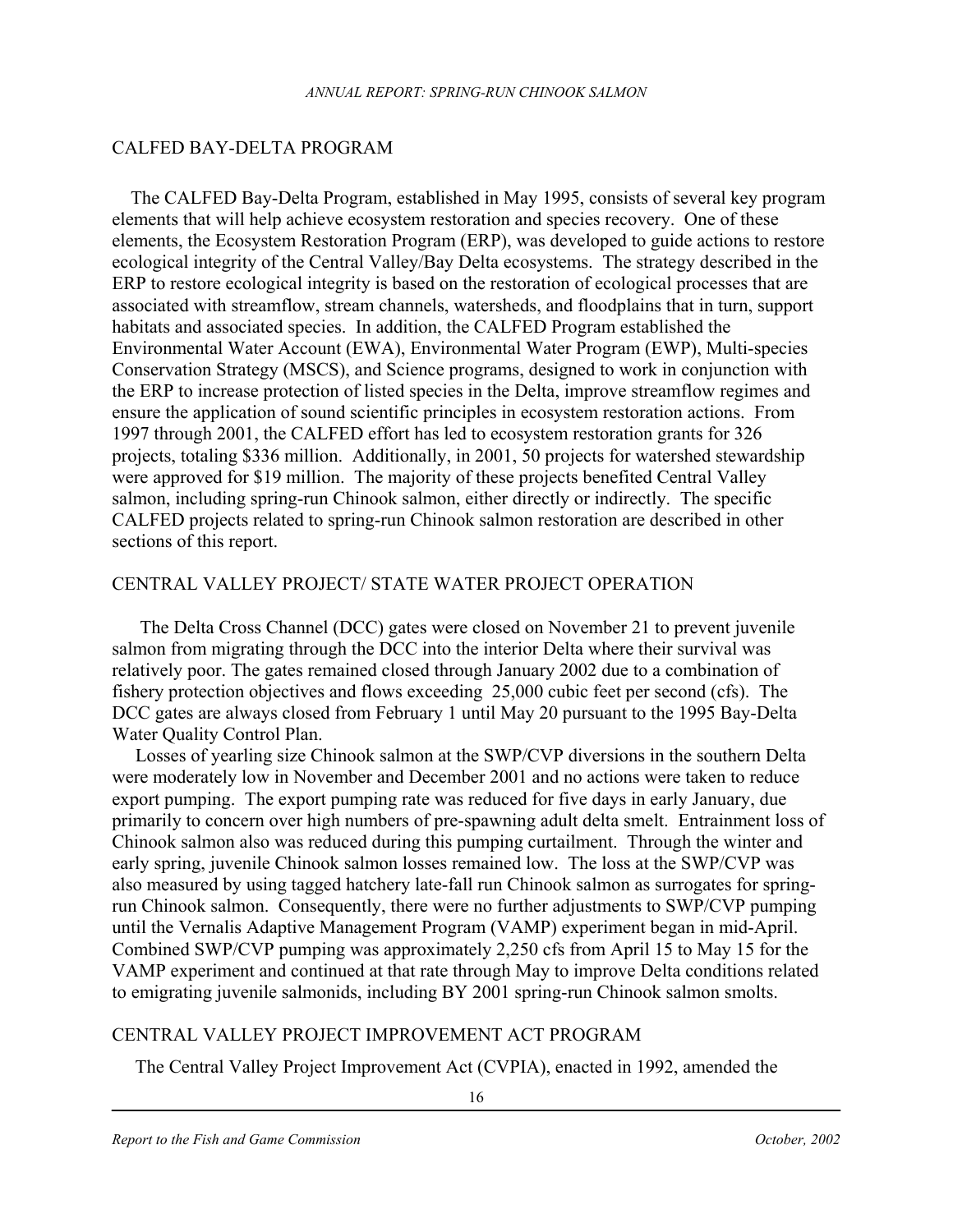## CALFED BAY-DELTA PROGRAM

The CALFED Bay-Delta Program, established in May 1995, consists of several key program elements that will help achieve ecosystem restoration and species recovery. One of these elements, the Ecosystem Restoration Program (ERP), was developed to guide actions to restore ecological integrity of the Central Valley/Bay Delta ecosystems. The strategy described in the ERP to restore ecological integrity is based on the restoration of ecological processes that are associated with streamflow, stream channels, watersheds, and floodplains that in turn, support habitats and associated species. In addition, the CALFED Program established the Environmental Water Account (EWA), Environmental Water Program (EWP), Multi-species Conservation Strategy (MSCS), and Science programs, designed to work in conjunction with the ERP to increase protection of listed species in the Delta, improve streamflow regimes and ensure the application of sound scientific principles in ecosystem restoration actions. From 1997 through 2001, the CALFED effort has led to ecosystem restoration grants for 326 projects, totaling $336 million. Additionally, in 2001, 50 projects for watershed stewardship were approved for $19 million. The majority of these projects benefited Central Valley salmon, including spring-run Chinook salmon, either directly or indirectly. The specific CALFED projects related to spring-run Chinook salmon restoration are described in other sections of this report.

## CENTRAL VALLEY PROJECT/ STATE WATER PROJECT OPERATION

The Delta Cross Channel (DCC) gates were closed on November 21 to prevent juvenile salmon from migrating through the DCC into the interior Delta where their survival was relatively poor. The gates remained closed through January 2002 due to a combination of fishery protection objectives and flows exceeding 25,000 cubic feet per second (cfs). The DCC gates are always closed from February 1 until May 20 pursuant to the 1995 Bay-Delta Water Quality Control Plan.

Losses of yearling size Chinook salmon at the SWP/CVP diversions in the southern Delta were moderately low in November and December 2001 and no actions were taken to reduce export pumping. The export pumping rate was reduced for five days in early January, due primarily to concern over high numbers of pre-spawning adult delta smelt. Entrainment loss of Chinook salmon also was reduced during this pumping curtailment. Through the winter and early spring, juvenile Chinook salmon losses remained low. The loss at the SWP/CVP was also measured by using tagged hatchery late-fall run Chinook salmon as surrogates for spring-run Chinook salmon. Consequently, there were no further adjustments to SWP/CVP pumping until the Vernalis Adaptive Management Program (VAMP) experiment began in mid-April. Combined SWP/CVP pumping was approximately 2,250 cfs from April 15 to May 15 for the VAMP experiment and continued at that rate through May to improve Delta conditions related to emigrating juvenile salmonids, including BY 2001 spring-run Chinook salmon smolts.

## CENTRAL VALLEY PROJECT IMPROVEMENT ACT PROGRAM

The Central Valley Project Improvement Act (CVPIA), enacted in 1992, amended the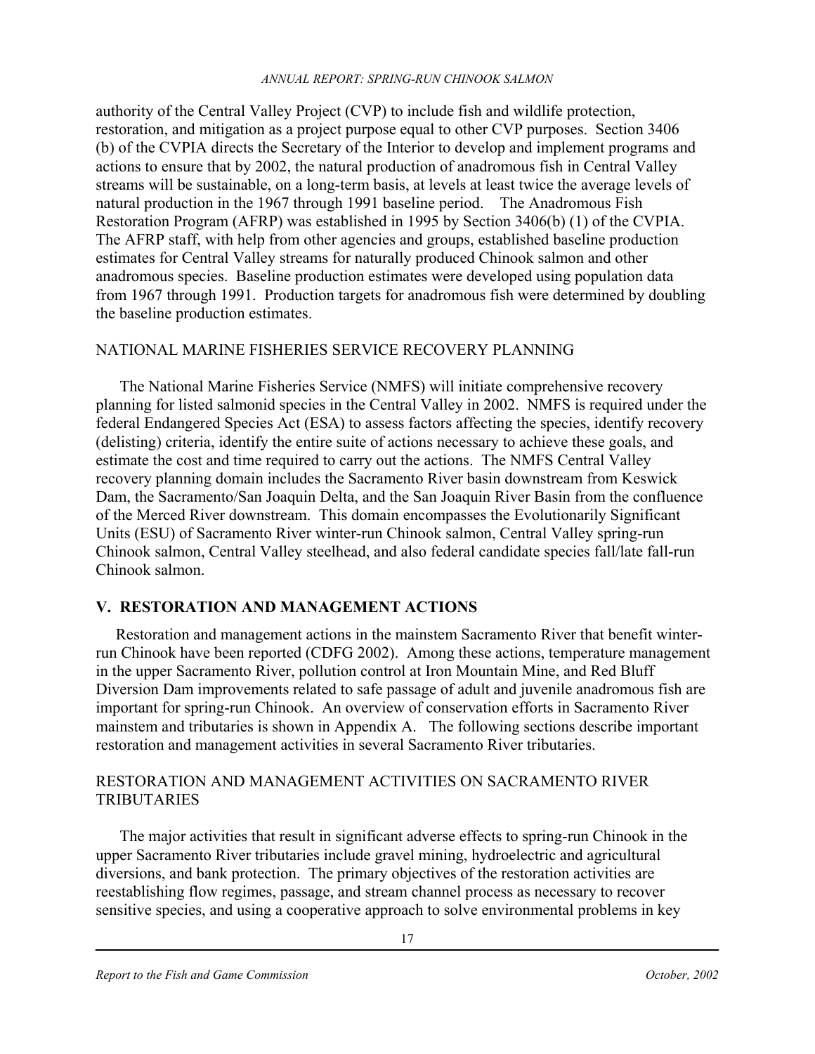authority of the Central Valley Project (CVP) to include fish and wildlife protection, restoration, and mitigation as a project purpose equal to other CVP purposes. Section 3406 (b) of the CVPIA directs the Secretary of the Interior to develop and implement programs and actions to ensure that by 2002, the natural production of anadromous fish in Central Valley streams will be sustainable, on a long-term basis, at levels at least twice the average levels of natural production in the 1967 through 1991 baseline period. The Anadromous Fish Restoration Program (AFRP) was established in 1995 by Section 3406(b) (1) of the CVPIA. The AFRP staff, with help from other agencies and groups, established baseline production estimates for Central Valley streams for naturally produced Chinook salmon and other anadromous species. Baseline production estimates were developed using population data from 1967 through 1991. Production targets for anadromous fish were determined by doubling the baseline production estimates.

### NATIONAL MARINE FISHERIES SERVICE RECOVERY PLANNING

The National Marine Fisheries Service (NMFS) will initiate comprehensive recovery planning for listed salmonid species in the Central Valley in 2002. NMFS is required under the federal Endangered Species Act (ESA) to assess factors affecting the species, identify recovery (delisting) criteria, identify the entire suite of actions necessary to achieve these goals, and estimate the cost and time required to carry out the actions. The NMFS Central Valley recovery planning domain includes the Sacramento River basin downstream from Keswick Dam, the Sacramento/San Joaquin Delta, and the San Joaquin River Basin from the confluence of the Merced River downstream. This domain encompasses the Evolutionarily Significant Units (ESU) of Sacramento River winter-run Chinook salmon, Central Valley spring-run Chinook salmon, Central Valley steelhead, and also federal candidate species fall/late fall-run Chinook salmon.

## V. RESTORATION AND MANAGEMENT ACTIONS

Restoration and management actions in the mainstem Sacramento River that benefit winter-run Chinook have been reported (CDFG 2002). Among these actions, temperature management in the upper Sacramento River, pollution control at Iron Mountain Mine, and Red Bluff Diversion Dam improvements related to safe passage of adult and juvenile anadromous fish are important for spring-run Chinook. An overview of conservation efforts in Sacramento River mainstem and tributaries is shown in Appendix A. The following sections describe important restoration and management activities in several Sacramento River tributaries.

### RESTORATION AND MANAGEMENT ACTIVITIES ON SACRAMENTO RIVER TRIBUTARIES

The major activities that result in significant adverse effects to spring-run Chinook in the upper Sacramento River tributaries include gravel mining, hydroelectric and agricultural diversions, and bank protection. The primary objectives of the restoration activities are reestablishing flow regimes, passage, and stream channel process as necessary to recover sensitive species, and using a cooperative approach to solve environmental problems in key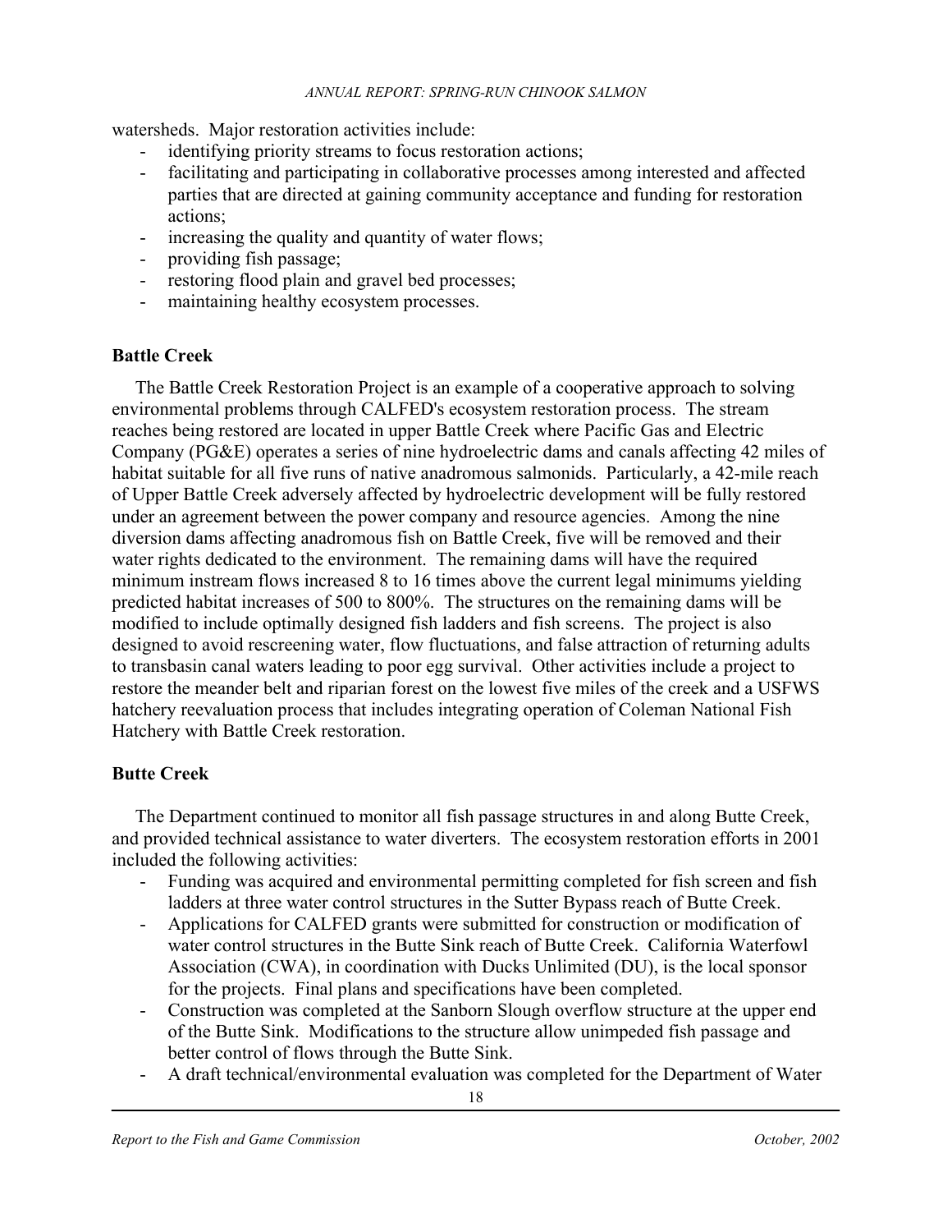watersheds. Major restoration activities include:

- identifying priority streams to focus restoration actions;
- facilitating and participating in collaborative processes among interested and affected parties that are directed at gaining community acceptance and funding for restoration actions;
- increasing the quality and quantity of water flows;
- providing fish passage;
- restoring flood plain and gravel bed processes;
- maintaining healthy ecosystem processes.

**Battle Creek**

The Battle Creek Restoration Project is an example of a cooperative approach to solving environmental problems through CALFED's ecosystem restoration process. The stream reaches being restored are located in upper Battle Creek where Pacific Gas and Electric Company (PG&E) operates a series of nine hydroelectric dams and canals affecting 42 miles of habitat suitable for all five runs of native anadromous salmonids. Particularly, a 42-mile reach of Upper Battle Creek adversely affected by hydroelectric development will be fully restored under an agreement between the power company and resource agencies. Among the nine diversion dams affecting anadromous fish on Battle Creek, five will be removed and their water rights dedicated to the environment. The remaining dams will have the required minimum instream flows increased 8 to 16 times above the current legal minimums yielding predicted habitat increases of 500 to 800%. The structures on the remaining dams will be modified to include optimally designed fish ladders and fish screens. The project is also designed to avoid rescreening water, flow fluctuations, and false attraction of returning adults to transbasin canal waters leading to poor egg survival. Other activities include a project to restore the meander belt and riparian forest on the lowest five miles of the creek and a USFWS hatchery reevaluation process that includes integrating operation of Coleman National Fish Hatchery with Battle Creek restoration.

**Butte Creek**

The Department continued to monitor all fish passage structures in and along Butte Creek, and provided technical assistance to water diverters. The ecosystem restoration efforts in 2001 included the following activities:

- Funding was acquired and environmental permitting completed for fish screen and fish ladders at three water control structures in the Sutter Bypass reach of Butte Creek.
- Applications for CALFED grants were submitted for construction or modification of water control structures in the Butte Sink reach of Butte Creek. California Waterfowl Association (CWA), in coordination with Ducks Unlimited (DU), is the local sponsor for the projects. Final plans and specifications have been completed.
- Construction was completed at the Sanborn Slough overflow structure at the upper end of the Butte Sink. Modifications to the structure allow unimpeded fish passage and better control of flows through the Butte Sink.
- A draft technical/environmental evaluation was completed for the Department of Water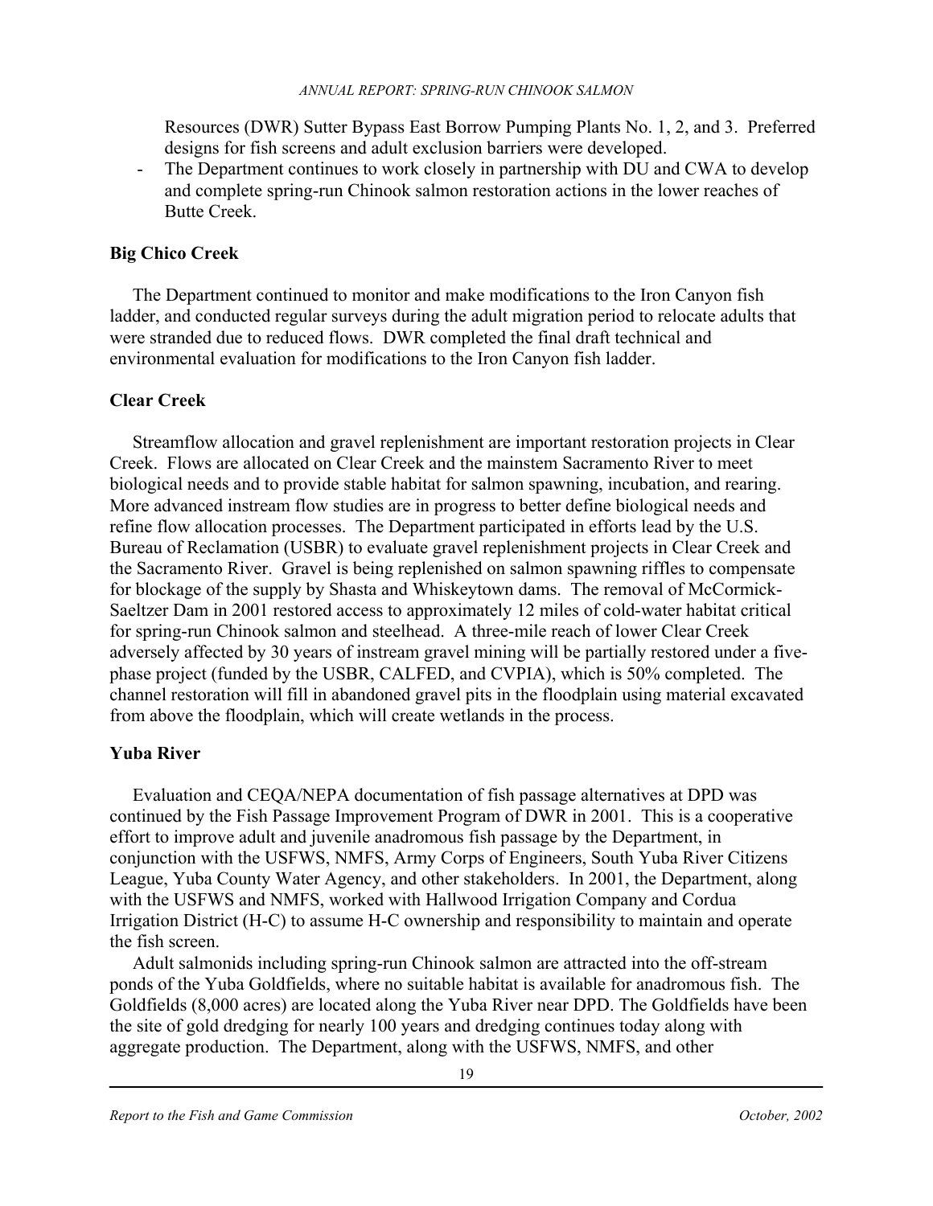Resources (DWR) Sutter Bypass East Borrow Pumping Plants No. 1, 2, and 3. Preferred designs for fish screens and adult exclusion barriers were developed.

- The Department continues to work closely in partnership with DU and CWA to develop and complete spring-run Chinook salmon restoration actions in the lower reaches of Butte Creek.

**Big Chico Creek**

The Department continued to monitor and make modifications to the Iron Canyon fish ladder, and conducted regular surveys during the adult migration period to relocate adults that were stranded due to reduced flows. DWR completed the final draft technical and environmental evaluation for modifications to the Iron Canyon fish ladder.

**Clear Creek**

Streamflow allocation and gravel replenishment are important restoration projects in Clear Creek. Flows are allocated on Clear Creek and the mainstem Sacramento River to meet biological needs and to provide stable habitat for salmon spawning, incubation, and rearing. More advanced instream flow studies are in progress to better define biological needs and refine flow allocation processes. The Department participated in efforts lead by the U.S. Bureau of Reclamation (USBR) to evaluate gravel replenishment projects in Clear Creek and the Sacramento River. Gravel is being replenished on salmon spawning riffles to compensate for blockage of the supply by Shasta and Whiskeytown dams. The removal of McCormick-Saeltzer Dam in 2001 restored access to approximately 12 miles of cold-water habitat critical for spring-run Chinook salmon and steelhead. A three-mile reach of lower Clear Creek adversely affected by 30 years of instream gravel mining will be partially restored under a five-phase project (funded by the USBR, CALFED, and CVPIA), which is 50% completed. The channel restoration will fill in abandoned gravel pits in the floodplain using material excavated from above the floodplain, which will create wetlands in the process.

**Yuba River**

Evaluation and CEQA/NEPA documentation of fish passage alternatives at DPD was continued by the Fish Passage Improvement Program of DWR in 2001. This is a cooperative effort to improve adult and juvenile anadromous fish passage by the Department, in conjunction with the USFWS, NMFS, Army Corps of Engineers, South Yuba River Citizens League, Yuba County Water Agency, and other stakeholders. In 2001, the Department, along with the USFWS and NMFS, worked with Hallwood Irrigation Company and Cordua Irrigation District (H-C) to assume H-C ownership and responsibility to maintain and operate the fish screen.

Adult salmonids including spring-run Chinook salmon are attracted into the off-stream ponds of the Yuba Goldfields, where no suitable habitat is available for anadromous fish. The Goldfields (8,000 acres) are located along the Yuba River near DPD. The Goldfields have been the site of gold dredging for nearly 100 years and dredging continues today along with aggregate production. The Department, along with the USFWS, NMFS, and other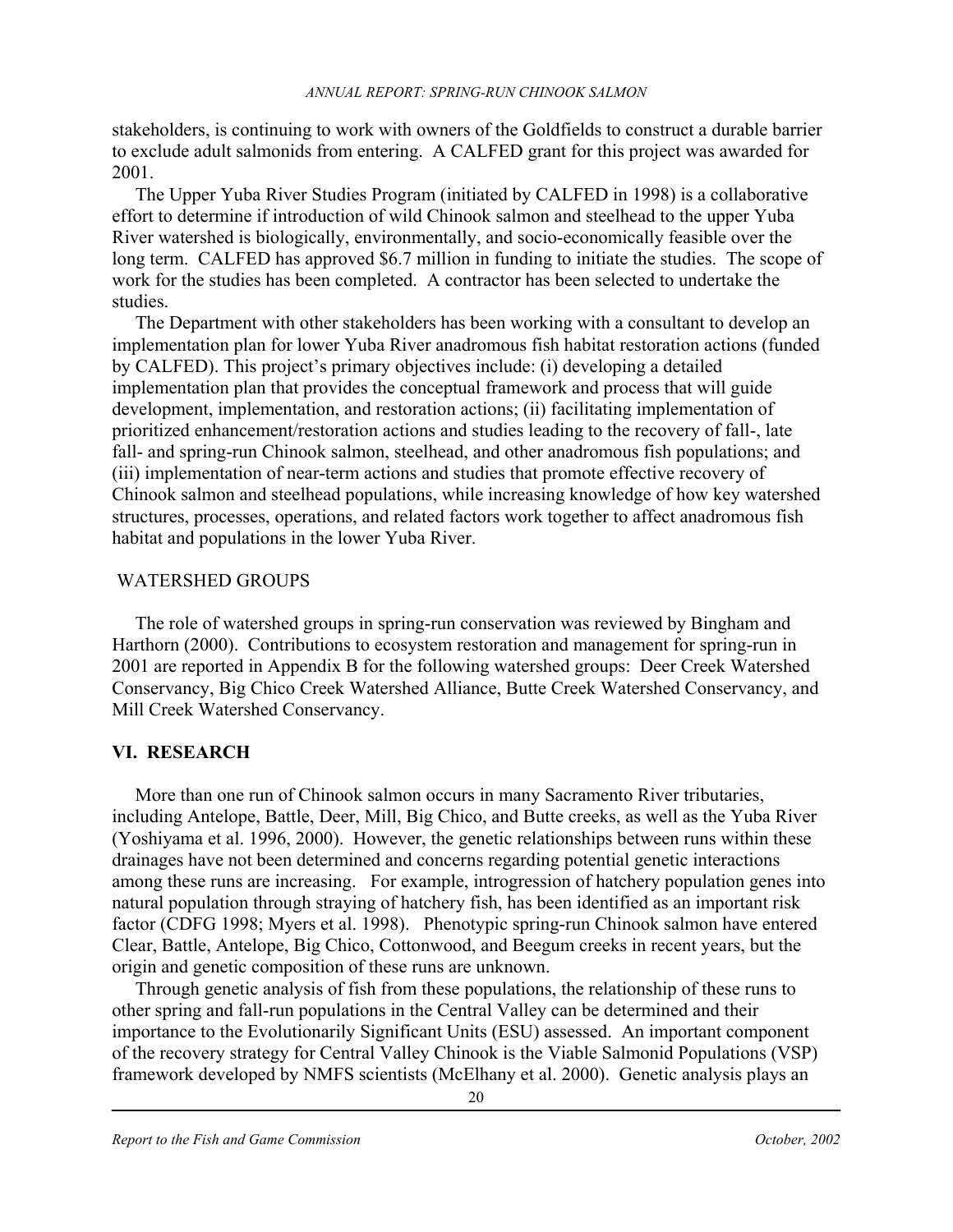stakeholders, is continuing to work with owners of the Goldfields to construct a durable barrier to exclude adult salmonids from entering. A CALFED grant for this project was awarded for 2001.

The Upper Yuba River Studies Program (initiated by CALFED in 1998) is a collaborative effort to determine if introduction of wild Chinook salmon and steelhead to the upper Yuba River watershed is biologically, environmentally, and socio-economically feasible over the long term. CALFED has approved $6.7 million in funding to initiate the studies. The scope of work for the studies has been completed. A contractor has been selected to undertake the studies.

The Department with other stakeholders has been working with a consultant to develop an implementation plan for lower Yuba River anadromous fish habitat restoration actions (funded by CALFED). This project's primary objectives include: (i) developing a detailed implementation plan that provides the conceptual framework and process that will guide development, implementation, and restoration actions; (ii) facilitating implementation of prioritized enhancement/restoration actions and studies leading to the recovery of fall-, late fall- and spring-run Chinook salmon, steelhead, and other anadromous fish populations; and (iii) implementation of near-term actions and studies that promote effective recovery of Chinook salmon and steelhead populations, while increasing knowledge of how key watershed structures, processes, operations, and related factors work together to affect anadromous fish habitat and populations in the lower Yuba River.

WATERSHED GROUPS

The role of watershed groups in spring-run conservation was reviewed by Bingham and Harthorn (2000). Contributions to ecosystem restoration and management for spring-run in 2001 are reported in Appendix B for the following watershed groups: Deer Creek Watershed Conservancy, Big Chico Creek Watershed Alliance, Butte Creek Watershed Conservancy, and Mill Creek Watershed Conservancy.

## VI. RESEARCH

More than one run of Chinook salmon occurs in many Sacramento River tributaries, including Antelope, Battle, Deer, Mill, Big Chico, and Butte creeks, as well as the Yuba River (Yoshiyama et al. 1996, 2000). However, the genetic relationships between runs within these drainages have not been determined and concerns regarding potential genetic interactions among these runs are increasing. For example, introgression of hatchery population genes into natural population through straying of hatchery fish, has been identified as an important risk factor (CDFG 1998; Myers et al. 1998). Phenotypic spring-run Chinook salmon have entered Clear, Battle, Antelope, Big Chico, Cottonwood, and Beegum creeks in recent years, but the origin and genetic composition of these runs are unknown.

Through genetic analysis of fish from these populations, the relationship of these runs to other spring and fall-run populations in the Central Valley can be determined and their importance to the Evolutionarily Significant Units (ESU) assessed. An important component of the recovery strategy for Central Valley Chinook is the Viable Salmonid Populations (VSP) framework developed by NMFS scientists (McElhany et al. 2000). Genetic analysis plays an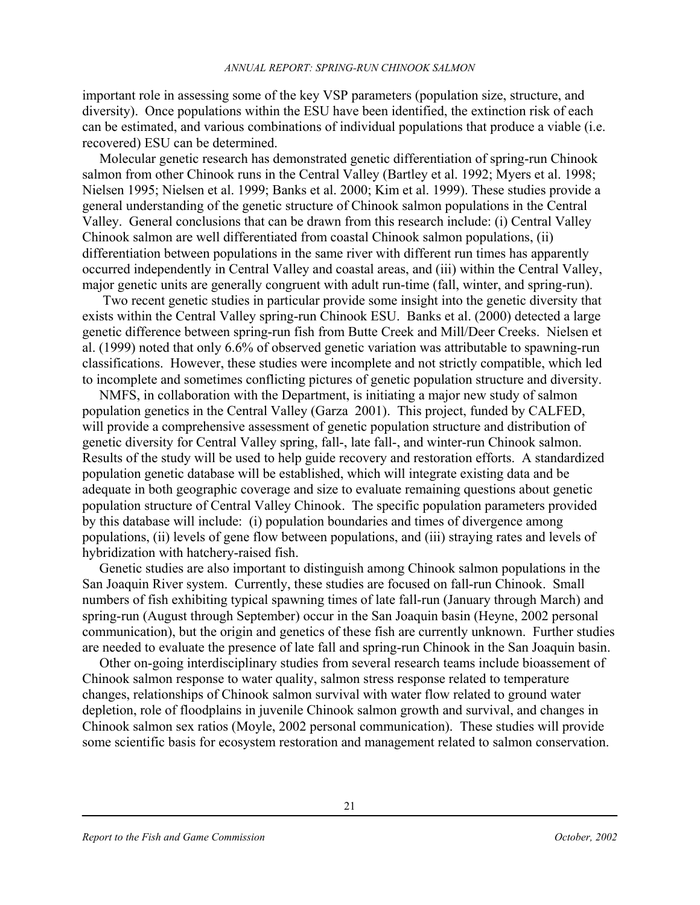important role in assessing some of the key VSP parameters (population size, structure, and diversity). Once populations within the ESU have been identified, the extinction risk of each can be estimated, and various combinations of individual populations that produce a viable (i.e. recovered) ESU can be determined.

Molecular genetic research has demonstrated genetic differentiation of spring-run Chinook salmon from other Chinook runs in the Central Valley (Bartley et al. 1992; Myers et al. 1998; Nielsen 1995; Nielsen et al. 1999; Banks et al. 2000; Kim et al. 1999). These studies provide a general understanding of the genetic structure of Chinook salmon populations in the Central Valley. General conclusions that can be drawn from this research include: (i) Central Valley Chinook salmon are well differentiated from coastal Chinook salmon populations, (ii) differentiation between populations in the same river with different run times has apparently occurred independently in Central Valley and coastal areas, and (iii) within the Central Valley, major genetic units are generally congruent with adult run-time (fall, winter, and spring-run).

Two recent genetic studies in particular provide some insight into the genetic diversity that exists within the Central Valley spring-run Chinook ESU. Banks et al. (2000) detected a large genetic difference between spring-run fish from Butte Creek and Mill/Deer Creeks. Nielsen et al. (1999) noted that only 6.6% of observed genetic variation was attributable to spawning-run classifications. However, these studies were incomplete and not strictly compatible, which led to incomplete and sometimes conflicting pictures of genetic population structure and diversity.

NMFS, in collaboration with the Department, is initiating a major new study of salmon population genetics in the Central Valley (Garza 2001). This project, funded by CALFED, will provide a comprehensive assessment of genetic population structure and distribution of genetic diversity for Central Valley spring, fall-, late fall-, and winter-run Chinook salmon. Results of the study will be used to help guide recovery and restoration efforts. A standardized population genetic database will be established, which will integrate existing data and be adequate in both geographic coverage and size to evaluate remaining questions about genetic population structure of Central Valley Chinook. The specific population parameters provided by this database will include: (i) population boundaries and times of divergence among populations, (ii) levels of gene flow between populations, and (iii) straying rates and levels of hybridization with hatchery-raised fish.

Genetic studies are also important to distinguish among Chinook salmon populations in the San Joaquin River system. Currently, these studies are focused on fall-run Chinook. Small numbers of fish exhibiting typical spawning times of late fall-run (January through March) and spring-run (August through September) occur in the San Joaquin basin (Heyne, 2002 personal communication), but the origin and genetics of these fish are currently unknown. Further studies are needed to evaluate the presence of late fall and spring-run Chinook in the San Joaquin basin.

Other on-going interdisciplinary studies from several research teams include bioassement of Chinook salmon response to water quality, salmon stress response related to temperature changes, relationships of Chinook salmon survival with water flow related to ground water depletion, role of floodplains in juvenile Chinook salmon growth and survival, and changes in Chinook salmon sex ratios (Moyle, 2002 personal communication). These studies will provide some scientific basis for ecosystem restoration and management related to salmon conservation.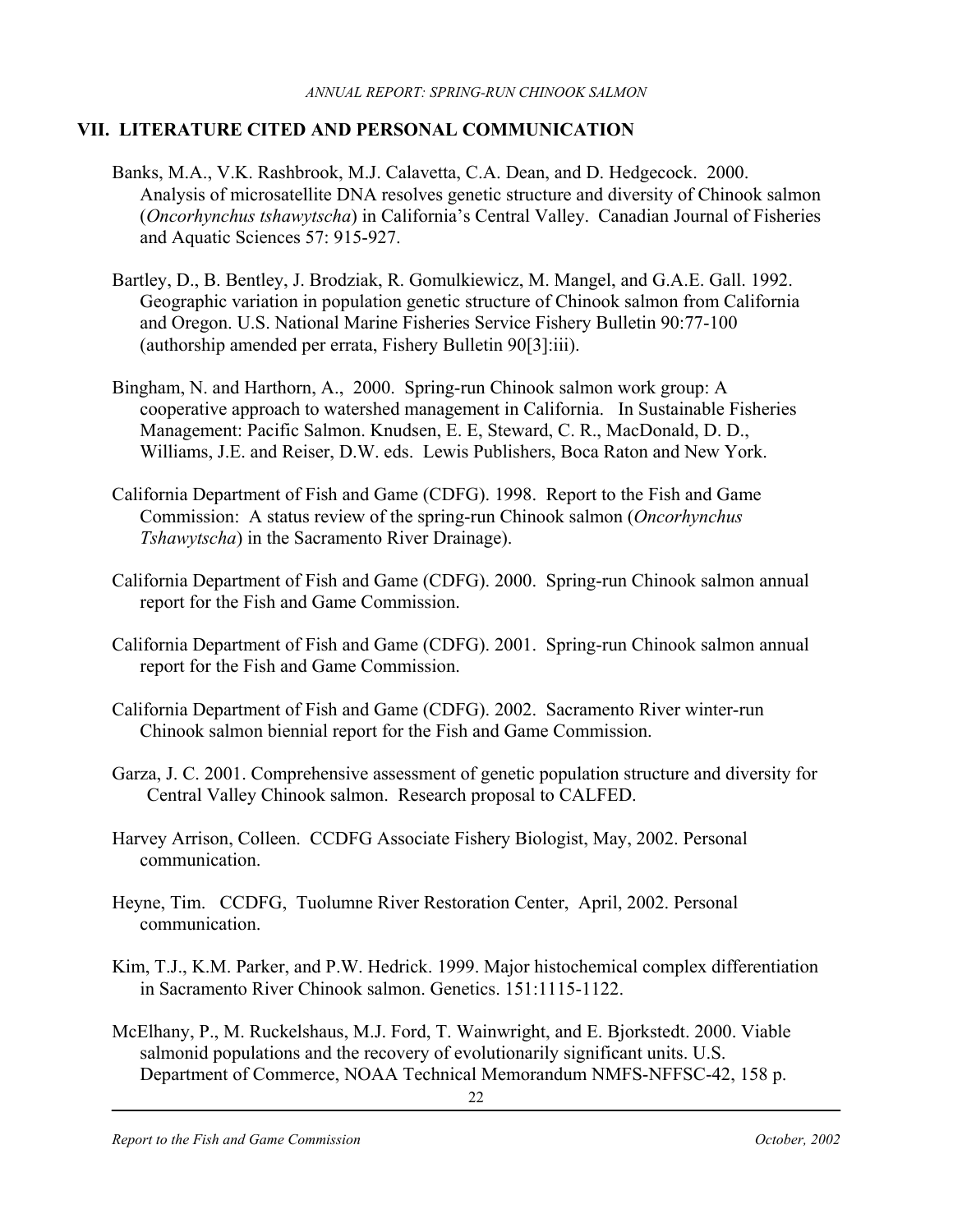## VII. LITERATURE CITED AND PERSONAL COMMUNICATION

Banks, M.A., V.K. Rashbrook, M.J. Calavetta, C.A. Dean, and D. Hedgecock. 2000. Analysis of microsatellite DNA resolves genetic structure and diversity of Chinook salmon (*Oncorhynchus tshawytscha*) in California's Central Valley. Canadian Journal of Fisheries and Aquatic Sciences 57: 915-927.

Bartley, D., B. Bentley, J. Brodziak, R. Gomulkiewicz, M. Mangel, and G.A.E. Gall. 1992. Geographic variation in population genetic structure of Chinook salmon from California and Oregon. U.S. National Marine Fisheries Service Fishery Bulletin 90:77-100 (authorship amended per errata, Fishery Bulletin 90[3]:iii).

Bingham, N. and Harthorn, A., 2000. Spring-run Chinook salmon work group: A cooperative approach to watershed management in California. In Sustainable Fisheries Management: Pacific Salmon. Knudsen, E. E, Steward, C. R., MacDonald, D. D., Williams, J.E. and Reiser, D.W. eds. Lewis Publishers, Boca Raton and New York.

California Department of Fish and Game (CDFG). 1998. Report to the Fish and Game Commission: A status review of the spring-run Chinook salmon (*Oncorhynchus Tshawytscha*) in the Sacramento River Drainage).

California Department of Fish and Game (CDFG). 2000. Spring-run Chinook salmon annual report for the Fish and Game Commission.

California Department of Fish and Game (CDFG). 2001. Spring-run Chinook salmon annual report for the Fish and Game Commission.

California Department of Fish and Game (CDFG). 2002. Sacramento River winter-run Chinook salmon biennial report for the Fish and Game Commission.

Garza, J. C. 2001. Comprehensive assessment of genetic population structure and diversity for Central Valley Chinook salmon. Research proposal to CALFED.

Harvey Arrison, Colleen. CCDFG Associate Fishery Biologist, May, 2002. Personal communication.

Heyne, Tim. CCDFG, Tuolumne River Restoration Center, April, 2002. Personal communication.

Kim, T.J., K.M. Parker, and P.W. Hedrick. 1999. Major histochemical complex differentiation in Sacramento River Chinook salmon. Genetics. 151:1115-1122.

McElhany, P., M. Ruckelshaus, M.J. Ford, T. Wainwright, and E. Bjorkstedt. 2000. Viable salmonid populations and the recovery of evolutionarily significant units. U.S. Department of Commerce, NOAA Technical Memorandum NMFS-NFFSC-42, 158 p.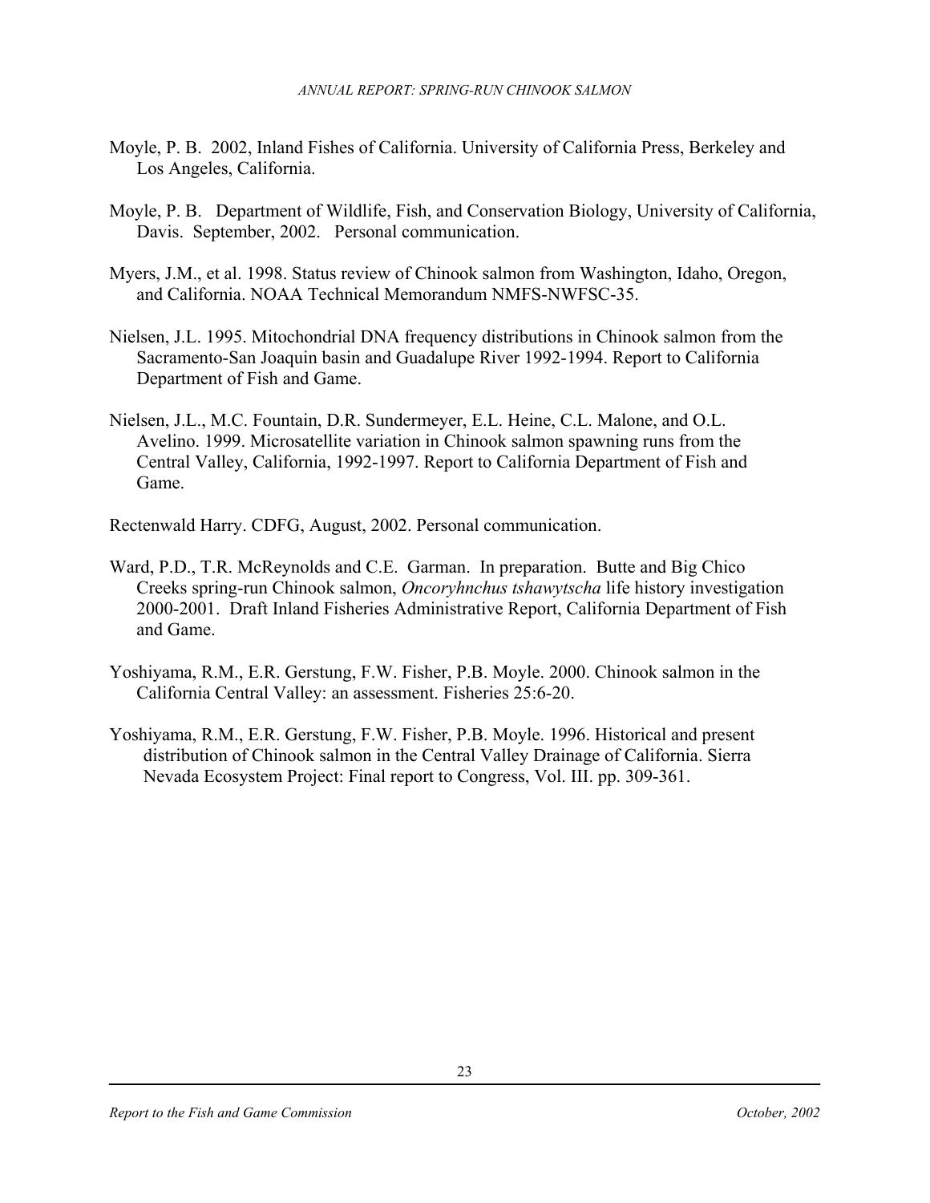Moyle, P. B. 2002, Inland Fishes of California. University of California Press, Berkeley and Los Angeles, California.

Moyle, P. B. Department of Wildlife, Fish, and Conservation Biology, University of California, Davis. September, 2002. Personal communication.

Myers, J.M., et al. 1998. Status review of Chinook salmon from Washington, Idaho, Oregon, and California. NOAA Technical Memorandum NMFS-NWFSC-35.

Nielsen, J.L. 1995. Mitochondrial DNA frequency distributions in Chinook salmon from the Sacramento-San Joaquin basin and Guadalupe River 1992-1994. Report to California Department of Fish and Game.

Nielsen, J.L., M.C. Fountain, D.R. Sundermeyer, E.L. Heine, C.L. Malone, and O.L. Avelino. 1999. Microsatellite variation in Chinook salmon spawning runs from the Central Valley, California, 1992-1997. Report to California Department of Fish and Game.

Rectenwald Harry. CDFG, August, 2002. Personal communication.

Ward, P.D., T.R. McReynolds and C.E. Garman. In preparation. Butte and Big Chico Creeks spring-run Chinook salmon, *Oncoryhnchus tshawytscha* life history investigation 2000-2001. Draft Inland Fisheries Administrative Report, California Department of Fish and Game.

Yoshiyama, R.M., E.R. Gerstung, F.W. Fisher, P.B. Moyle. 2000. Chinook salmon in the California Central Valley: an assessment. Fisheries 25:6-20.

Yoshiyama, R.M., E.R. Gerstung, F.W. Fisher, P.B. Moyle. 1996. Historical and present distribution of Chinook salmon in the Central Valley Drainage of California. Sierra Nevada Ecosystem Project: Final report to Congress, Vol. III. pp. 309-361.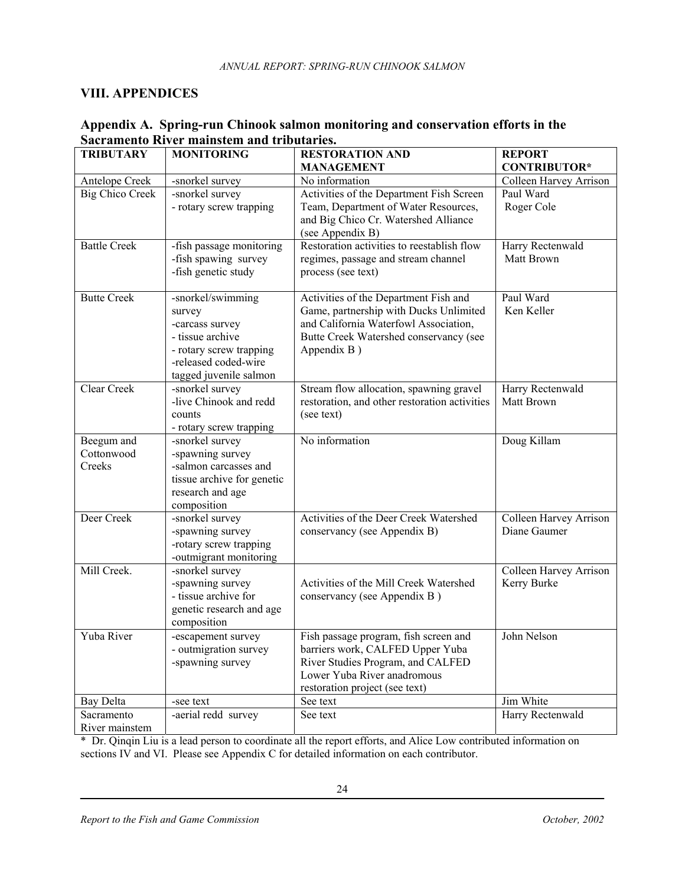## VIII. APPENDICES

### Appendix A. Spring-run Chinook salmon monitoring and conservation efforts in the Sacramento River mainstem and tributaries.

| TRIBUTARY | MONITORING | RESTORATION AND MANAGEMENT | REPORT CONTRIBUTOR* |
|---|---|---|---|
| Antelope Creek | -snorkel survey | No information | Colleen Harvey Arrison |
| Big Chico Creek | -snorkel survey<br>- rotary screw trapping | Activities of the Department Fish Screen Team, Department of Water Resources, and Big Chico Cr. Watershed Alliance (see Appendix B) | Paul Ward<br>Roger Cole |
| Battle Creek | -fish passage monitoring<br>-fish spawing survey<br>-fish genetic study | Restoration activities to reestablish flow regimes, passage and stream channel process (see text) | Harry Rectenwald<br>Matt Brown |
| Butte Creek | -snorkel/swimming survey<br>-carcass survey<br>- tissue archive<br>- rotary screw trapping<br>-released coded-wire tagged juvenile salmon | Activities of the Department Fish and Game, partnership with Ducks Unlimited and California Waterfowl Association, Butte Creek Watershed conservancy (see Appendix B ) | Paul Ward<br>Ken Keller |
| Clear Creek | -snorkel survey<br>-live Chinook and redd counts<br>- rotary screw trapping | Stream flow allocation, spawning gravel restoration, and other restoration activities (see text) | Harry Rectenwald<br>Matt Brown |
| Beegum and Cottonwood Creeks | -snorkel survey<br>-spawning survey<br>-salmon carcasses and tissue archive for genetic research and age composition | No information | Doug Killam |
| Deer Creek | -snorkel survey<br>-spawning survey<br>-rotary screw trapping<br>-outmigrant monitoring | Activities of the Deer Creek Watershed conservancy (see Appendix B) | Colleen Harvey Arrison<br>Diane Gaumer |
| Mill Creek. | -snorkel survey<br>-spawning survey<br>- tissue archive for genetic research and age composition | Activities of the Mill Creek Watershed conservancy (see Appendix B ) | Colleen Harvey Arrison<br>Kerry Burke |
| Yuba River | -escapement survey<br>- outmigration survey<br>-spawning survey | Fish passage program, fish screen and barriers work, CALFED Upper Yuba River Studies Program, and CALFED Lower Yuba River anadromous restoration project (see text) | John Nelson |
| Bay Delta | -see text | See text | Jim White |
| Sacramento River mainstem | -aerial redd survey | See text | Harry Rectenwald |

\* Dr. Qinqin Liu is a lead person to coordinate all the report efforts, and Alice Low contributed information on sections IV and VI. Please see Appendix C for detailed information on each contributor.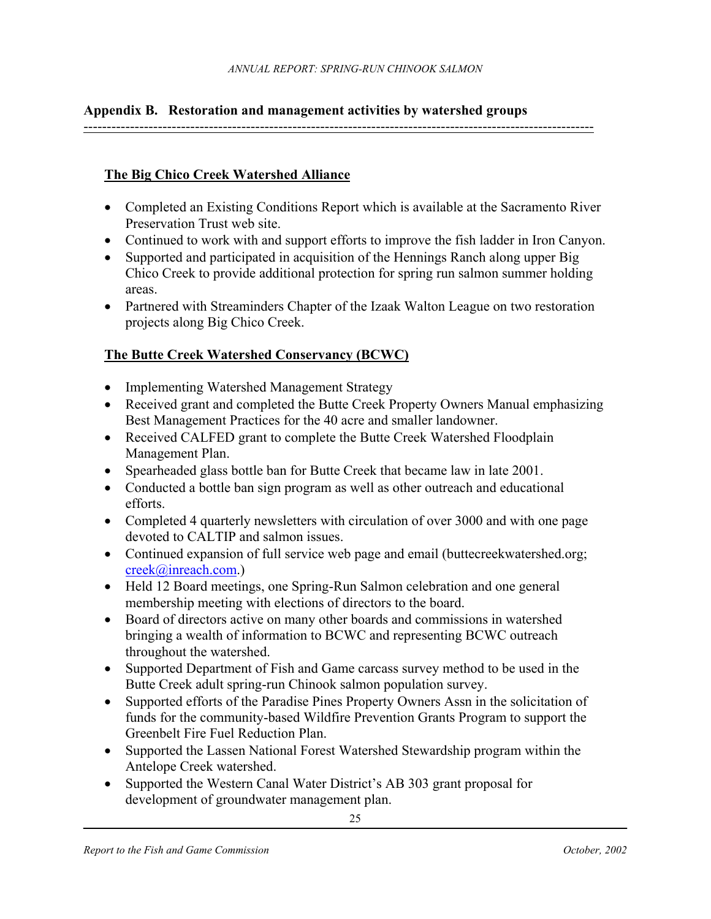## Appendix B. Restoration and management activities by watershed groups

---

**The Big Chico Creek Watershed Alliance**

- Completed an Existing Conditions Report which is available at the Sacramento River Preservation Trust web site.
- Continued to work with and support efforts to improve the fish ladder in Iron Canyon.
- Supported and participated in acquisition of the Hennings Ranch along upper Big Chico Creek to provide additional protection for spring run salmon summer holding areas.
- Partnered with Streaminders Chapter of the Izaak Walton League on two restoration projects along Big Chico Creek.

**The Butte Creek Watershed Conservancy (BCWC)**

- Implementing Watershed Management Strategy
- Received grant and completed the Butte Creek Property Owners Manual emphasizing Best Management Practices for the 40 acre and smaller landowner.
- Received CALFED grant to complete the Butte Creek Watershed Floodplain Management Plan.
- Spearheaded glass bottle ban for Butte Creek that became law in late 2001.
- Conducted a bottle ban sign program as well as other outreach and educational efforts.
- Completed 4 quarterly newsletters with circulation of over 3000 and with one page devoted to CALTIP and salmon issues.
- Continued expansion of full service web page and email (buttecreekwatershed.org; creek@inreach.com.)
- Held 12 Board meetings, one Spring-Run Salmon celebration and one general membership meeting with elections of directors to the board.
- Board of directors active on many other boards and commissions in watershed bringing a wealth of information to BCWC and representing BCWC outreach throughout the watershed.
- Supported Department of Fish and Game carcass survey method to be used in the Butte Creek adult spring-run Chinook salmon population survey.
- Supported efforts of the Paradise Pines Property Owners Assn in the solicitation of funds for the community-based Wildfire Prevention Grants Program to support the Greenbelt Fire Fuel Reduction Plan.
- Supported the Lassen National Forest Watershed Stewardship program within the Antelope Creek watershed.
- Supported the Western Canal Water District's AB 303 grant proposal for development of groundwater management plan.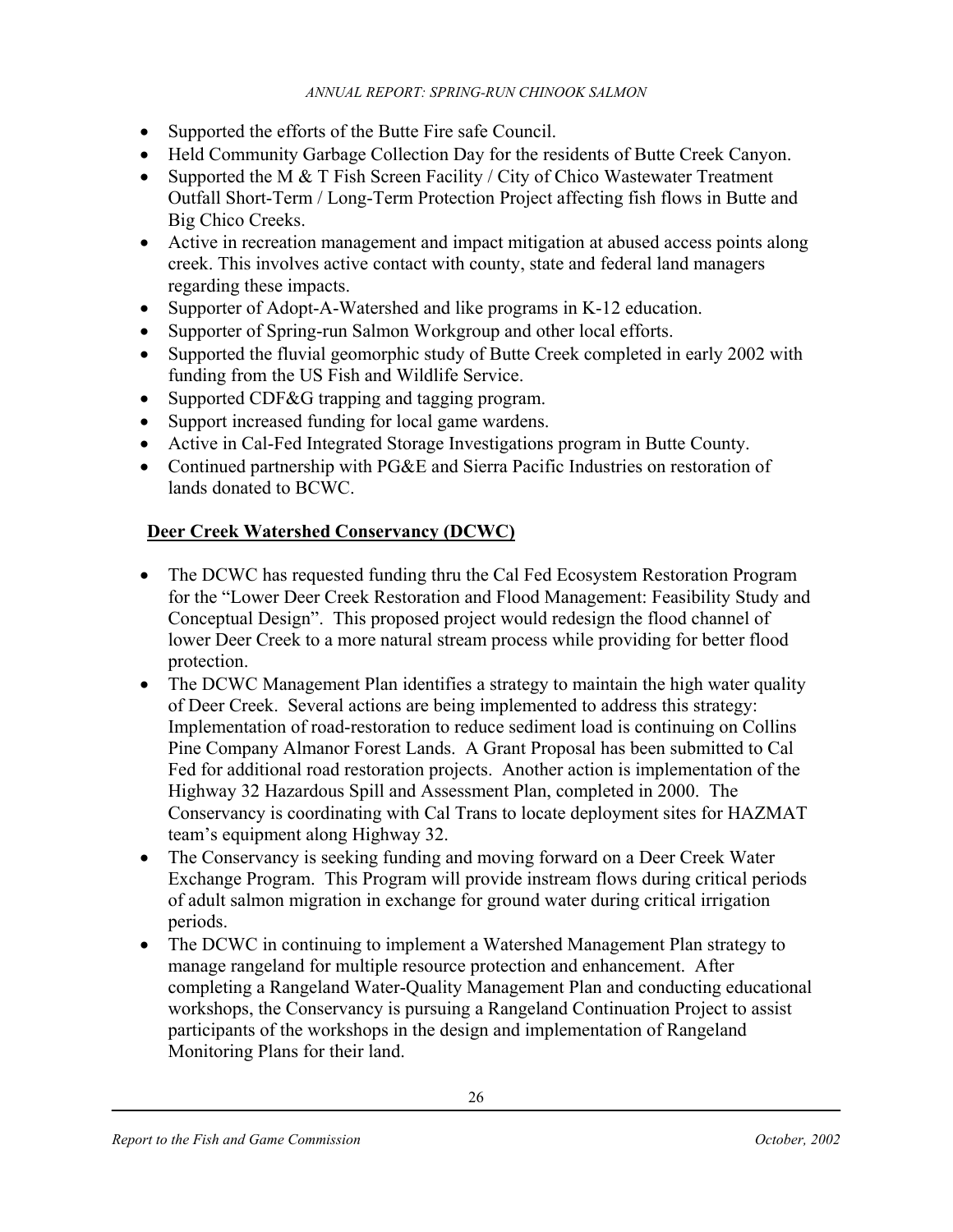- Supported the efforts of the Butte Fire safe Council.
- Held Community Garbage Collection Day for the residents of Butte Creek Canyon.
- Supported the M & T Fish Screen Facility / City of Chico Wastewater Treatment Outfall Short-Term / Long-Term Protection Project affecting fish flows in Butte and Big Chico Creeks.
- Active in recreation management and impact mitigation at abused access points along creek. This involves active contact with county, state and federal land managers regarding these impacts.
- Supporter of Adopt-A-Watershed and like programs in K-12 education.
- Supporter of Spring-run Salmon Workgroup and other local efforts.
- Supported the fluvial geomorphic study of Butte Creek completed in early 2002 with funding from the US Fish and Wildlife Service.
- Supported CDF&G trapping and tagging program.
- Support increased funding for local game wardens.
- Active in Cal-Fed Integrated Storage Investigations program in Butte County.
- Continued partnership with PG&E and Sierra Pacific Industries on restoration of lands donated to BCWC.

**Deer Creek Watershed Conservancy (DCWC)**

- The DCWC has requested funding thru the Cal Fed Ecosystem Restoration Program for the "Lower Deer Creek Restoration and Flood Management: Feasibility Study and Conceptual Design". This proposed project would redesign the flood channel of lower Deer Creek to a more natural stream process while providing for better flood protection.
- The DCWC Management Plan identifies a strategy to maintain the high water quality of Deer Creek. Several actions are being implemented to address this strategy: Implementation of road-restoration to reduce sediment load is continuing on Collins Pine Company Almanor Forest Lands. A Grant Proposal has been submitted to Cal Fed for additional road restoration projects. Another action is implementation of the Highway 32 Hazardous Spill and Assessment Plan, completed in 2000. The Conservancy is coordinating with Cal Trans to locate deployment sites for HAZMAT team's equipment along Highway 32.
- The Conservancy is seeking funding and moving forward on a Deer Creek Water Exchange Program. This Program will provide instream flows during critical periods of adult salmon migration in exchange for ground water during critical irrigation periods.
- The DCWC in continuing to implement a Watershed Management Plan strategy to manage rangeland for multiple resource protection and enhancement. After completing a Rangeland Water-Quality Management Plan and conducting educational workshops, the Conservancy is pursuing a Rangeland Continuation Project to assist participants of the workshops in the design and implementation of Rangeland Monitoring Plans for their land.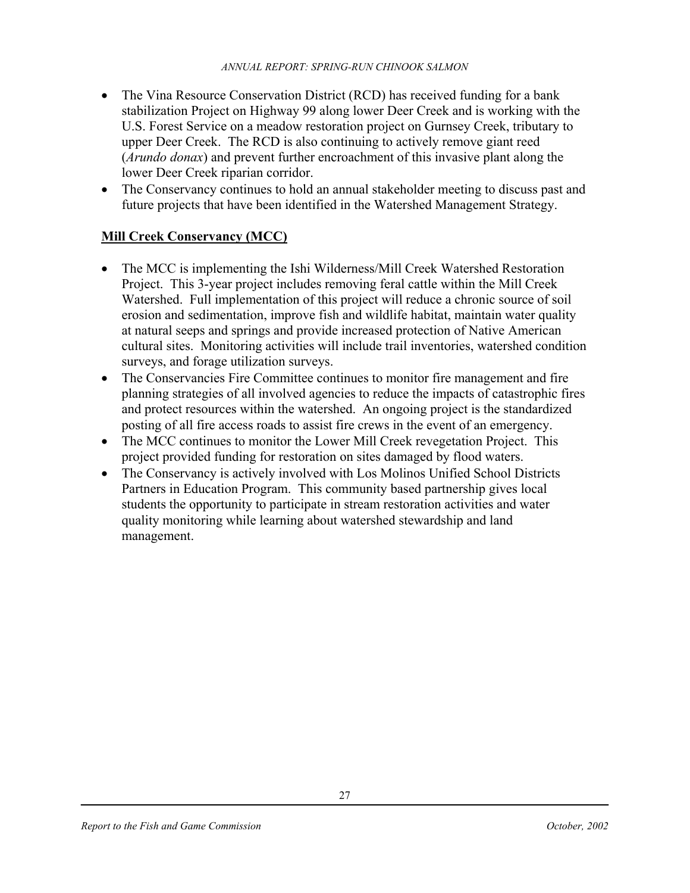- The Vina Resource Conservation District (RCD) has received funding for a bank stabilization Project on Highway 99 along lower Deer Creek and is working with the U.S. Forest Service on a meadow restoration project on Gurnsey Creek, tributary to upper Deer Creek. The RCD is also continuing to actively remove giant reed (*Arundo donax*) and prevent further encroachment of this invasive plant along the lower Deer Creek riparian corridor.
- The Conservancy continues to hold an annual stakeholder meeting to discuss past and future projects that have been identified in the Watershed Management Strategy.

**<u>Mill Creek Conservancy (MCC)</u>**

- The MCC is implementing the Ishi Wilderness/Mill Creek Watershed Restoration Project. This 3-year project includes removing feral cattle within the Mill Creek Watershed. Full implementation of this project will reduce a chronic source of soil erosion and sedimentation, improve fish and wildlife habitat, maintain water quality at natural seeps and springs and provide increased protection of Native American cultural sites. Monitoring activities will include trail inventories, watershed condition surveys, and forage utilization surveys.
- The Conservancies Fire Committee continues to monitor fire management and fire planning strategies of all involved agencies to reduce the impacts of catastrophic fires and protect resources within the watershed. An ongoing project is the standardized posting of all fire access roads to assist fire crews in the event of an emergency.
- The MCC continues to monitor the Lower Mill Creek revegetation Project. This project provided funding for restoration on sites damaged by flood waters.
- The Conservancy is actively involved with Los Molinos Unified School Districts Partners in Education Program. This community based partnership gives local students the opportunity to participate in stream restoration activities and water quality monitoring while learning about watershed stewardship and land management.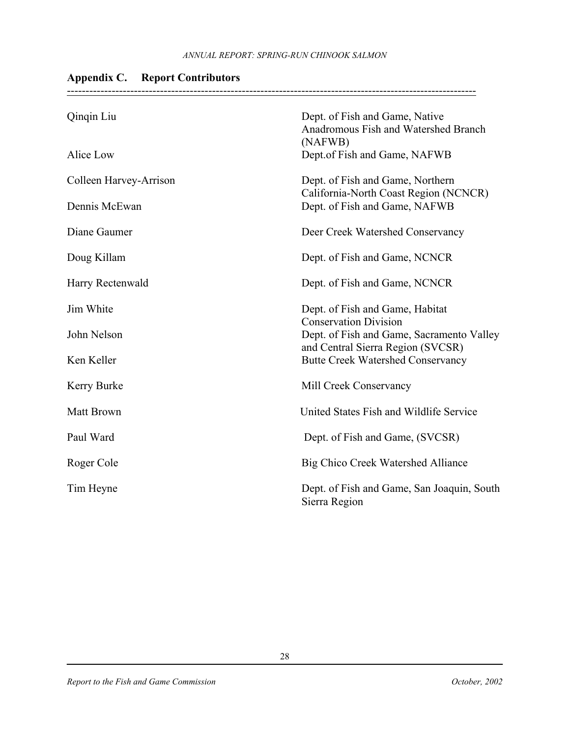## Appendix C. Report Contributors

| | |
|---|---|
| Qinqin Liu | Dept. of Fish and Game, Native Anadromous Fish and Watershed Branch (NAFWB) |
| Alice Low | Dept.of Fish and Game, NAFWB |
| Colleen Harvey-Arrison | Dept. of Fish and Game, Northern California-North Coast Region (NCNCR) |
| Dennis McEwan | Dept. of Fish and Game, NAFWB |
| Diane Gaumer | Deer Creek Watershed Conservancy |
| Doug Killam | Dept. of Fish and Game, NCNCR |
| Harry Rectenwald | Dept. of Fish and Game, NCNCR |
| Jim White | Dept. of Fish and Game, Habitat Conservation Division |
| John Nelson | Dept. of Fish and Game, Sacramento Valley and Central Sierra Region (SVCSR) |
| Ken Keller | Butte Creek Watershed Conservancy |
| Kerry Burke | Mill Creek Conservancy |
| Matt Brown | United States Fish and Wildlife Service |
| Paul Ward | Dept. of Fish and Game, (SVCSR) |
| Roger Cole | Big Chico Creek Watershed Alliance |
| Tim Heyne | Dept. of Fish and Game, San Joaquin, South Sierra Region |